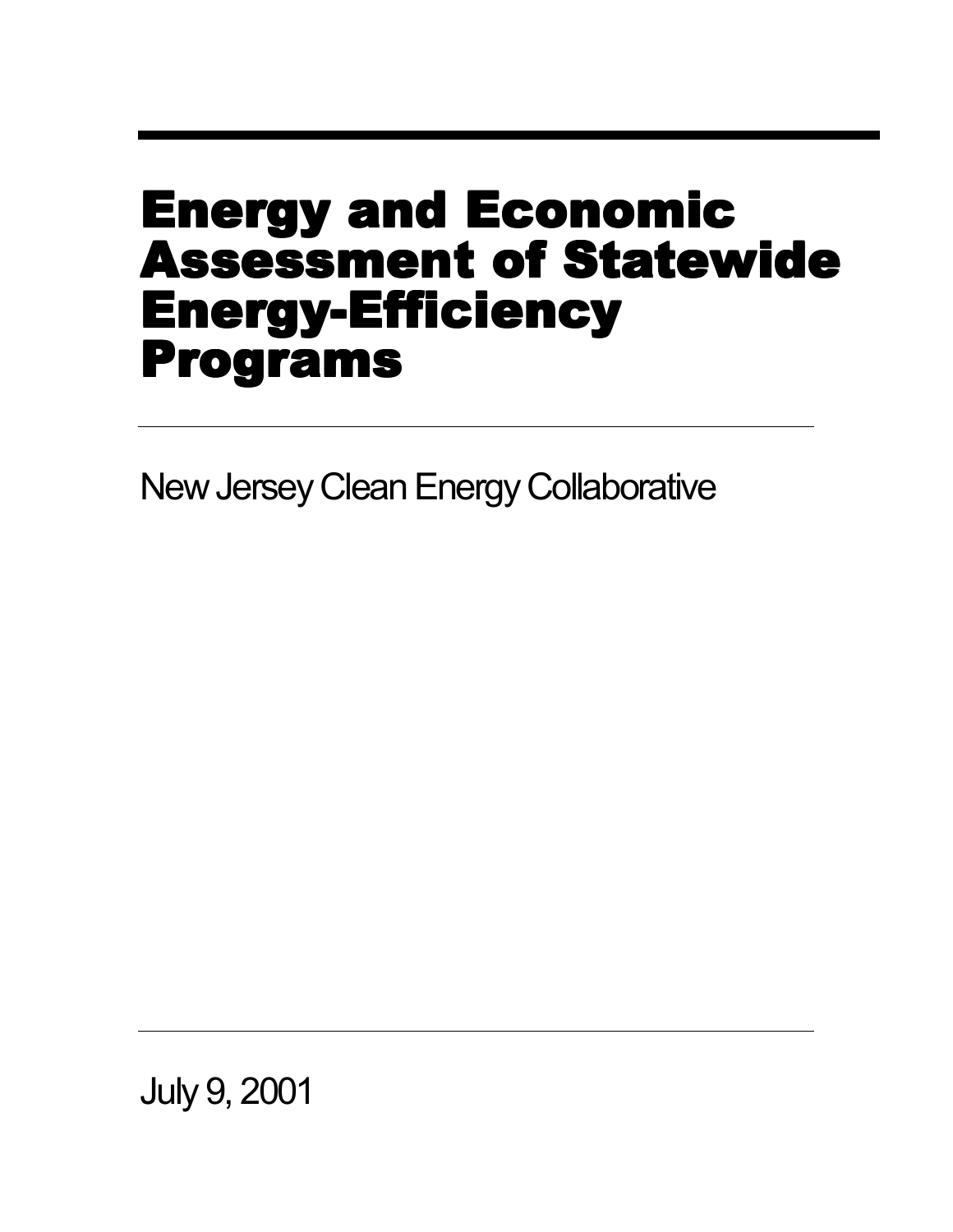# Energy and Economic Assessment of Statewide Energy-Efficiency Programs

New Jersey Clean Energy Collaborative

July 9, 2001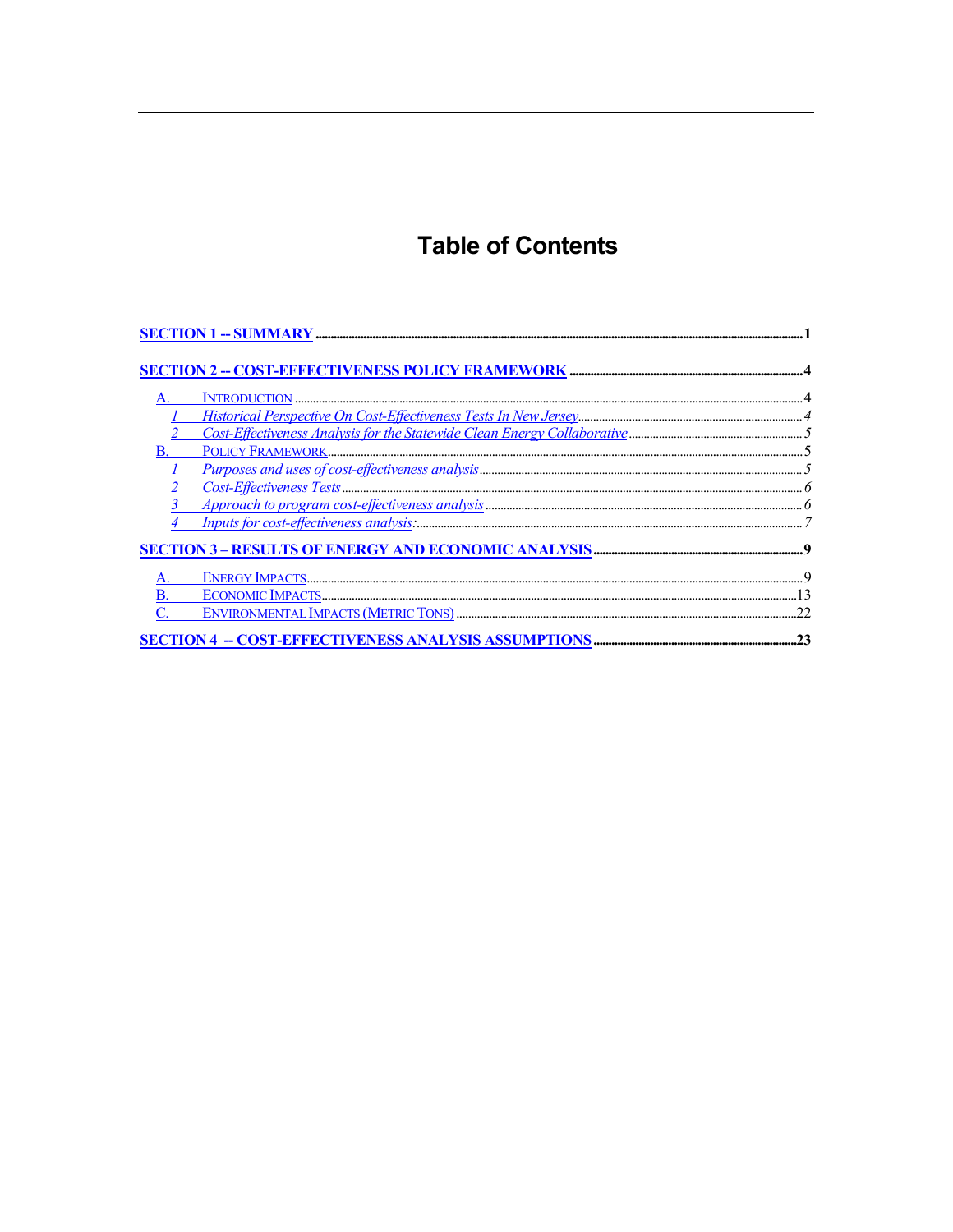# Table of Contents

**SECTION 1 -- SUMMARY** ..... 1

**SECTION 2 -- COST-EFFECTIVENESS POLICY FRAMEWORK** ..... 4

- A. INTRODUCTION ..... 4
  - *1 Historical Perspective On Cost-Effectiveness Tests In New Jersey* ..... 4
  - *2 Cost-Effectiveness Analysis for the Statewide Clean Energy Collaborative* ..... 5
- B. POLICY FRAMEWORK ..... 5
  - *1 Purposes and uses of cost-effectiveness analysis* ..... 5
  - *2 Cost-Effectiveness Tests* ..... 6
  - *3 Approach to program cost-effectiveness analysis* ..... 6
  - *4 Inputs for cost-effectiveness analysis:* ..... 7

**SECTION 3 – RESULTS OF ENERGY AND ECONOMIC ANALYSIS** ..... 9

- A. ENERGY IMPACTS ..... 9
- B. ECONOMIC IMPACTS ..... 13
- C. ENVIRONMENTAL IMPACTS (METRIC TONS) ..... 22

**SECTION 4 -- COST-EFFECTIVENESS ANALYSIS ASSUMPTIONS** ..... 23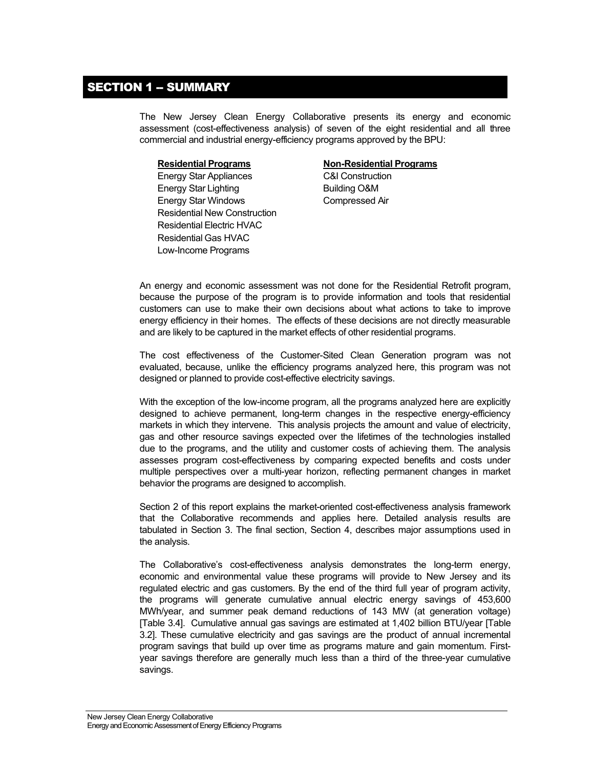# SECTION 1 – SUMMARY

The New Jersey Clean Energy Collaborative presents its energy and economic assessment (cost-effectiveness analysis) of seven of the eight residential and all three commercial and industrial energy-efficiency programs approved by the BPU:

| **Residential Programs** | **Non-Residential Programs** |
|---|---|
| Energy Star Appliances | C&I Construction |
| Energy Star Lighting | Building O&M |
| Energy Star Windows | Compressed Air |
| Residential New Construction | |
| Residential Electric HVAC | |
| Residential Gas HVAC | |
| Low-Income Programs | |

An energy and economic assessment was not done for the Residential Retrofit program, because the purpose of the program is to provide information and tools that residential customers can use to make their own decisions about what actions to take to improve energy efficiency in their homes. The effects of these decisions are not directly measurable and are likely to be captured in the market effects of other residential programs.

The cost effectiveness of the Customer-Sited Clean Generation program was not evaluated, because, unlike the efficiency programs analyzed here, this program was not designed or planned to provide cost-effective electricity savings.

With the exception of the low-income program, all the programs analyzed here are explicitly designed to achieve permanent, long-term changes in the respective energy-efficiency markets in which they intervene. This analysis projects the amount and value of electricity, gas and other resource savings expected over the lifetimes of the technologies installed due to the programs, and the utility and customer costs of achieving them. The analysis assesses program cost-effectiveness by comparing expected benefits and costs under multiple perspectives over a multi-year horizon, reflecting permanent changes in market behavior the programs are designed to accomplish.

Section 2 of this report explains the market-oriented cost-effectiveness analysis framework that the Collaborative recommends and applies here. Detailed analysis results are tabulated in Section 3. The final section, Section 4, describes major assumptions used in the analysis.

The Collaborative's cost-effectiveness analysis demonstrates the long-term energy, economic and environmental value these programs will provide to New Jersey and its regulated electric and gas customers. By the end of the third full year of program activity, the programs will generate cumulative annual electric energy savings of 453,600 MWh/year, and summer peak demand reductions of 143 MW (at generation voltage) [Table 3.4]. Cumulative annual gas savings are estimated at 1,402 billion BTU/year [Table 3.2]. These cumulative electricity and gas savings are the product of annual incremental program savings that build up over time as programs mature and gain momentum. First-year savings therefore are generally much less than a third of the three-year cumulative savings.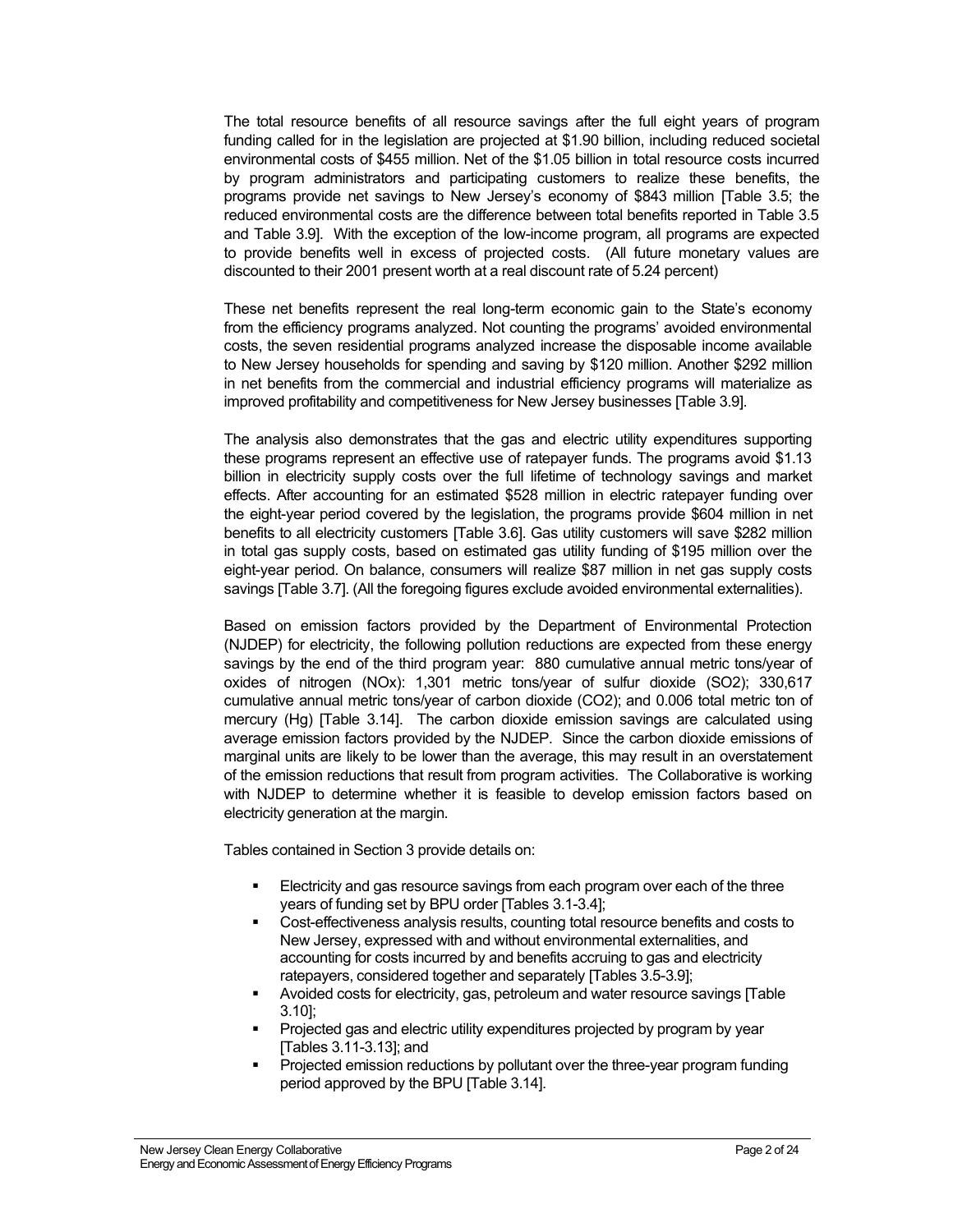The total resource benefits of all resource savings after the full eight years of program funding called for in the legislation are projected at $1.90 billion, including reduced societal environmental costs of $455 million. Net of the $1.05 billion in total resource costs incurred by program administrators and participating customers to realize these benefits, the programs provide net savings to New Jersey's economy of $843 million [Table 3.5; the reduced environmental costs are the difference between total benefits reported in Table 3.5 and Table 3.9]. With the exception of the low-income program, all programs are expected to provide benefits well in excess of projected costs. (All future monetary values are discounted to their 2001 present worth at a real discount rate of 5.24 percent)

These net benefits represent the real long-term economic gain to the State's economy from the efficiency programs analyzed. Not counting the programs' avoided environmental costs, the seven residential programs analyzed increase the disposable income available to New Jersey households for spending and saving by $120 million. Another $292 million in net benefits from the commercial and industrial efficiency programs will materialize as improved profitability and competitiveness for New Jersey businesses [Table 3.9].

The analysis also demonstrates that the gas and electric utility expenditures supporting these programs represent an effective use of ratepayer funds. The programs avoid $1.13 billion in electricity supply costs over the full lifetime of technology savings and market effects. After accounting for an estimated $528 million in electric ratepayer funding over the eight-year period covered by the legislation, the programs provide $604 million in net benefits to all electricity customers [Table 3.6]. Gas utility customers will save $282 million in total gas supply costs, based on estimated gas utility funding of $195 million over the eight-year period. On balance, consumers will realize $87 million in net gas supply costs savings [Table 3.7]. (All the foregoing figures exclude avoided environmental externalities).

Based on emission factors provided by the Department of Environmental Protection (NJDEP) for electricity, the following pollution reductions are expected from these energy savings by the end of the third program year: 880 cumulative annual metric tons/year of oxides of nitrogen (NOx): 1,301 metric tons/year of sulfur dioxide ($SO_2$); 330,617 cumulative annual metric tons/year of carbon dioxide ($CO_2$); and 0.006 total metric ton of mercury (Hg) [Table 3.14]. The carbon dioxide emission savings are calculated using average emission factors provided by the NJDEP. Since the carbon dioxide emissions of marginal units are likely to be lower than the average, this may result in an overstatement of the emission reductions that result from program activities. The Collaborative is working with NJDEP to determine whether it is feasible to develop emission factors based on electricity generation at the margin.

Tables contained in Section 3 provide details on:

- Electricity and gas resource savings from each program over each of the three years of funding set by BPU order [Tables 3.1-3.4];
- Cost-effectiveness analysis results, counting total resource benefits and costs to New Jersey, expressed with and without environmental externalities, and accounting for costs incurred by and benefits accruing to gas and electricity ratepayers, considered together and separately [Tables 3.5-3.9];
- Avoided costs for electricity, gas, petroleum and water resource savings [Table 3.10];
- Projected gas and electric utility expenditures projected by program by year [Tables 3.11-3.13]; and
- Projected emission reductions by pollutant over the three-year program funding period approved by the BPU [Table 3.14].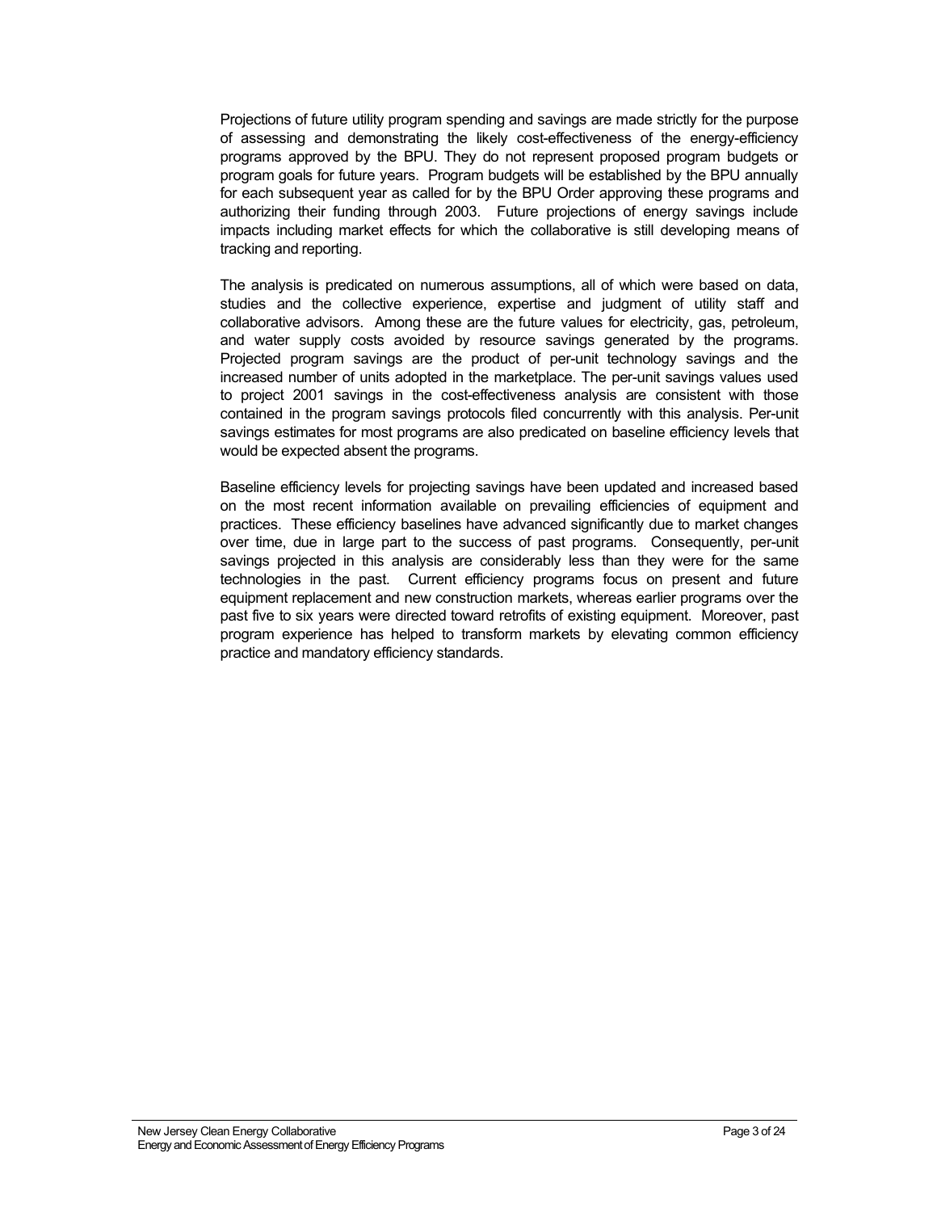Projections of future utility program spending and savings are made strictly for the purpose of assessing and demonstrating the likely cost-effectiveness of the energy-efficiency programs approved by the BPU. They do not represent proposed program budgets or program goals for future years. Program budgets will be established by the BPU annually for each subsequent year as called for by the BPU Order approving these programs and authorizing their funding through 2003. Future projections of energy savings include impacts including market effects for which the collaborative is still developing means of tracking and reporting.

The analysis is predicated on numerous assumptions, all of which were based on data, studies and the collective experience, expertise and judgment of utility staff and collaborative advisors. Among these are the future values for electricity, gas, petroleum, and water supply costs avoided by resource savings generated by the programs. Projected program savings are the product of per-unit technology savings and the increased number of units adopted in the marketplace. The per-unit savings values used to project 2001 savings in the cost-effectiveness analysis are consistent with those contained in the program savings protocols filed concurrently with this analysis. Per-unit savings estimates for most programs are also predicated on baseline efficiency levels that would be expected absent the programs.

Baseline efficiency levels for projecting savings have been updated and increased based on the most recent information available on prevailing efficiencies of equipment and practices. These efficiency baselines have advanced significantly due to market changes over time, due in large part to the success of past programs. Consequently, per-unit savings projected in this analysis are considerably less than they were for the same technologies in the past. Current efficiency programs focus on present and future equipment replacement and new construction markets, whereas earlier programs over the past five to six years were directed toward retrofits of existing equipment. Moreover, past program experience has helped to transform markets by elevating common efficiency practice and mandatory efficiency standards.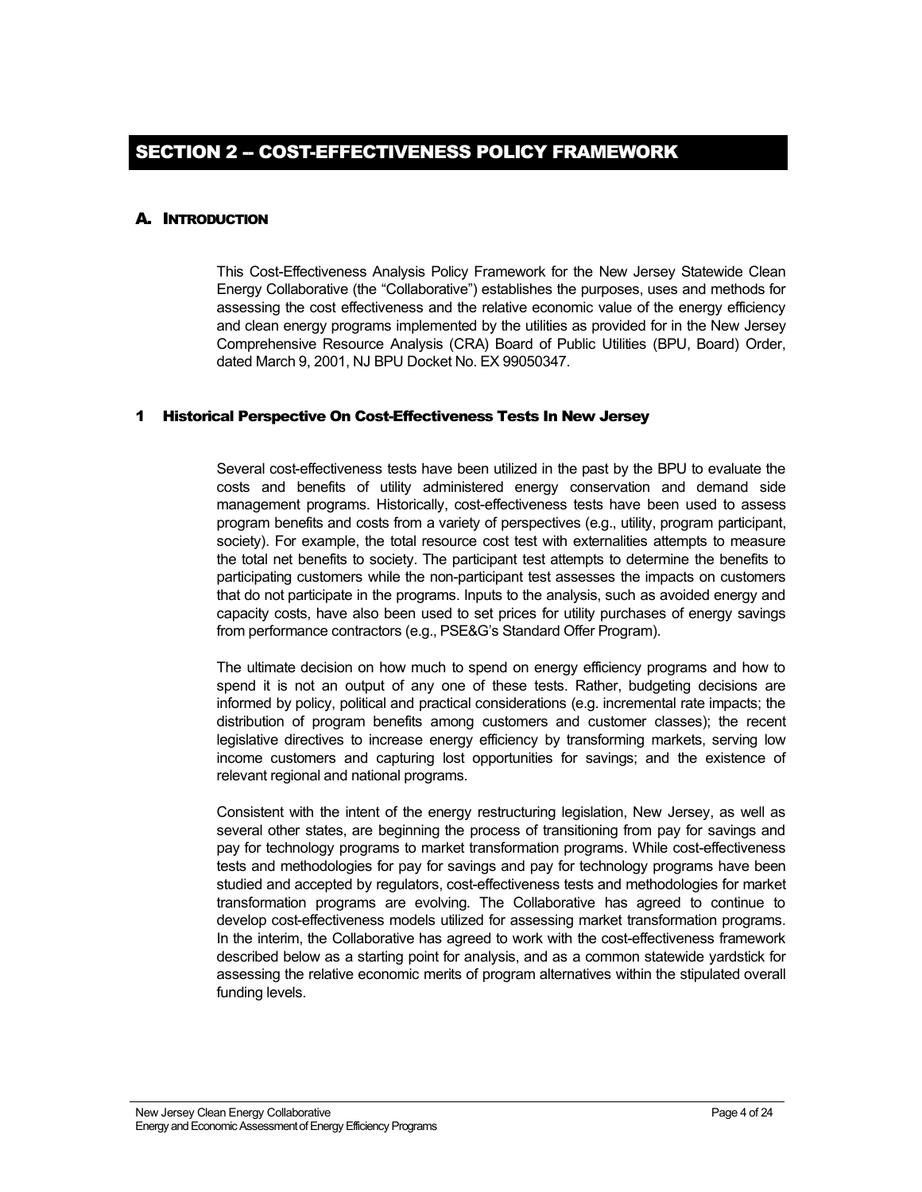# SECTION 2 – COST-EFFECTIVENESS POLICY FRAMEWORK

## A. INTRODUCTION

This Cost-Effectiveness Analysis Policy Framework for the New Jersey Statewide Clean Energy Collaborative (the "Collaborative") establishes the purposes, uses and methods for assessing the cost effectiveness and the relative economic value of the energy efficiency and clean energy programs implemented by the utilities as provided for in the New Jersey Comprehensive Resource Analysis (CRA) Board of Public Utilities (BPU, Board) Order, dated March 9, 2001, NJ BPU Docket No. EX 99050347.

### 1 Historical Perspective On Cost-Effectiveness Tests In New Jersey

Several cost-effectiveness tests have been utilized in the past by the BPU to evaluate the costs and benefits of utility administered energy conservation and demand side management programs. Historically, cost-effectiveness tests have been used to assess program benefits and costs from a variety of perspectives (e.g., utility, program participant, society). For example, the total resource cost test with externalities attempts to measure the total net benefits to society. The participant test attempts to determine the benefits to participating customers while the non-participant test assesses the impacts on customers that do not participate in the programs. Inputs to the analysis, such as avoided energy and capacity costs, have also been used to set prices for utility purchases of energy savings from performance contractors (e.g., PSE&G's Standard Offer Program).

The ultimate decision on how much to spend on energy efficiency programs and how to spend it is not an output of any one of these tests. Rather, budgeting decisions are informed by policy, political and practical considerations (e.g. incremental rate impacts; the distribution of program benefits among customers and customer classes); the recent legislative directives to increase energy efficiency by transforming markets, serving low income customers and capturing lost opportunities for savings; and the existence of relevant regional and national programs.

Consistent with the intent of the energy restructuring legislation, New Jersey, as well as several other states, are beginning the process of transitioning from pay for savings and pay for technology programs to market transformation programs. While cost-effectiveness tests and methodologies for pay for savings and pay for technology programs have been studied and accepted by regulators, cost-effectiveness tests and methodologies for market transformation programs are evolving. The Collaborative has agreed to continue to develop cost-effectiveness models utilized for assessing market transformation programs. In the interim, the Collaborative has agreed to work with the cost-effectiveness framework described below as a starting point for analysis, and as a common statewide yardstick for assessing the relative economic merits of program alternatives within the stipulated overall funding levels.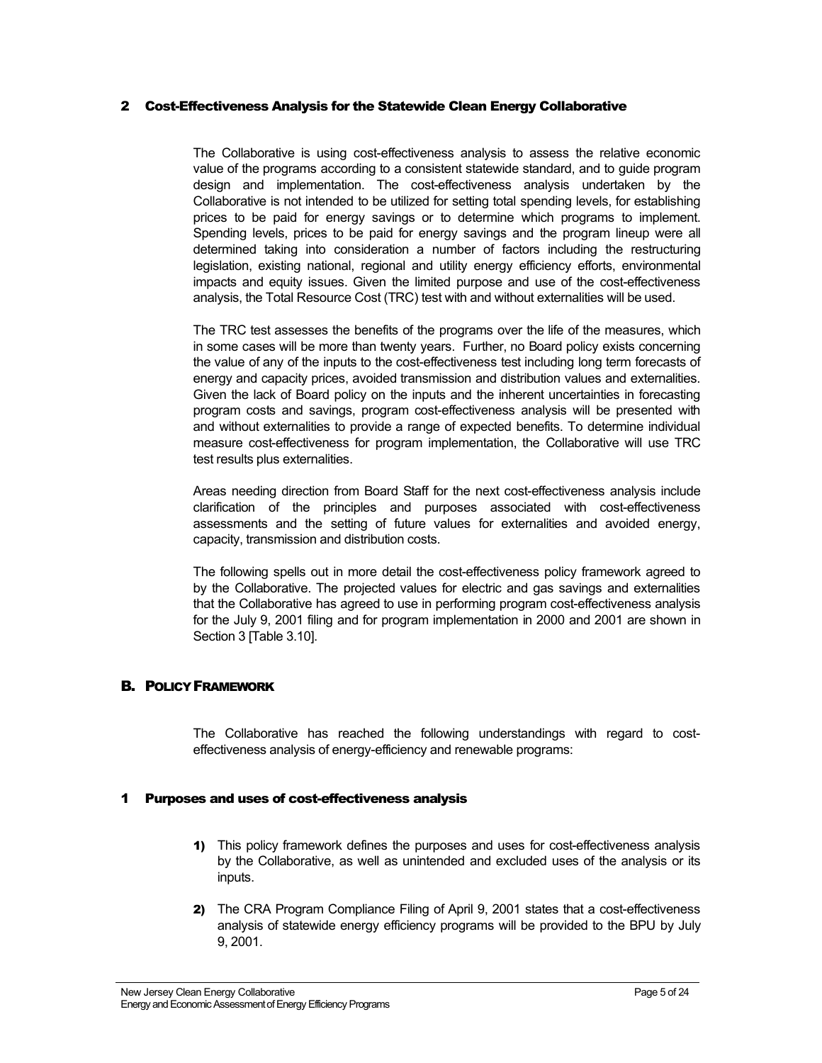## 2 Cost-Effectiveness Analysis for the Statewide Clean Energy Collaborative

The Collaborative is using cost-effectiveness analysis to assess the relative economic value of the programs according to a consistent statewide standard, and to guide program design and implementation. The cost-effectiveness analysis undertaken by the Collaborative is not intended to be utilized for setting total spending levels, for establishing prices to be paid for energy savings or to determine which programs to implement. Spending levels, prices to be paid for energy savings and the program lineup were all determined taking into consideration a number of factors including the restructuring legislation, existing national, regional and utility energy efficiency efforts, environmental impacts and equity issues. Given the limited purpose and use of the cost-effectiveness analysis, the Total Resource Cost (TRC) test with and without externalities will be used.

The TRC test assesses the benefits of the programs over the life of the measures, which in some cases will be more than twenty years. Further, no Board policy exists concerning the value of any of the inputs to the cost-effectiveness test including long term forecasts of energy and capacity prices, avoided transmission and distribution values and externalities. Given the lack of Board policy on the inputs and the inherent uncertainties in forecasting program costs and savings, program cost-effectiveness analysis will be presented with and without externalities to provide a range of expected benefits. To determine individual measure cost-effectiveness for program implementation, the Collaborative will use TRC test results plus externalities.

Areas needing direction from Board Staff for the next cost-effectiveness analysis include clarification of the principles and purposes associated with cost-effectiveness assessments and the setting of future values for externalities and avoided energy, capacity, transmission and distribution costs.

The following spells out in more detail the cost-effectiveness policy framework agreed to by the Collaborative. The projected values for electric and gas savings and externalities that the Collaborative has agreed to use in performing program cost-effectiveness analysis for the July 9, 2001 filing and for program implementation in 2000 and 2001 are shown in Section 3 [Table 3.10].

## B. Policy Framework

The Collaborative has reached the following understandings with regard to cost-effectiveness analysis of energy-efficiency and renewable programs:

### 1 Purposes and uses of cost-effectiveness analysis

1) This policy framework defines the purposes and uses for cost-effectiveness analysis by the Collaborative, as well as unintended and excluded uses of the analysis or its inputs.

2) The CRA Program Compliance Filing of April 9, 2001 states that a cost-effectiveness analysis of statewide energy efficiency programs will be provided to the BPU by July 9, 2001.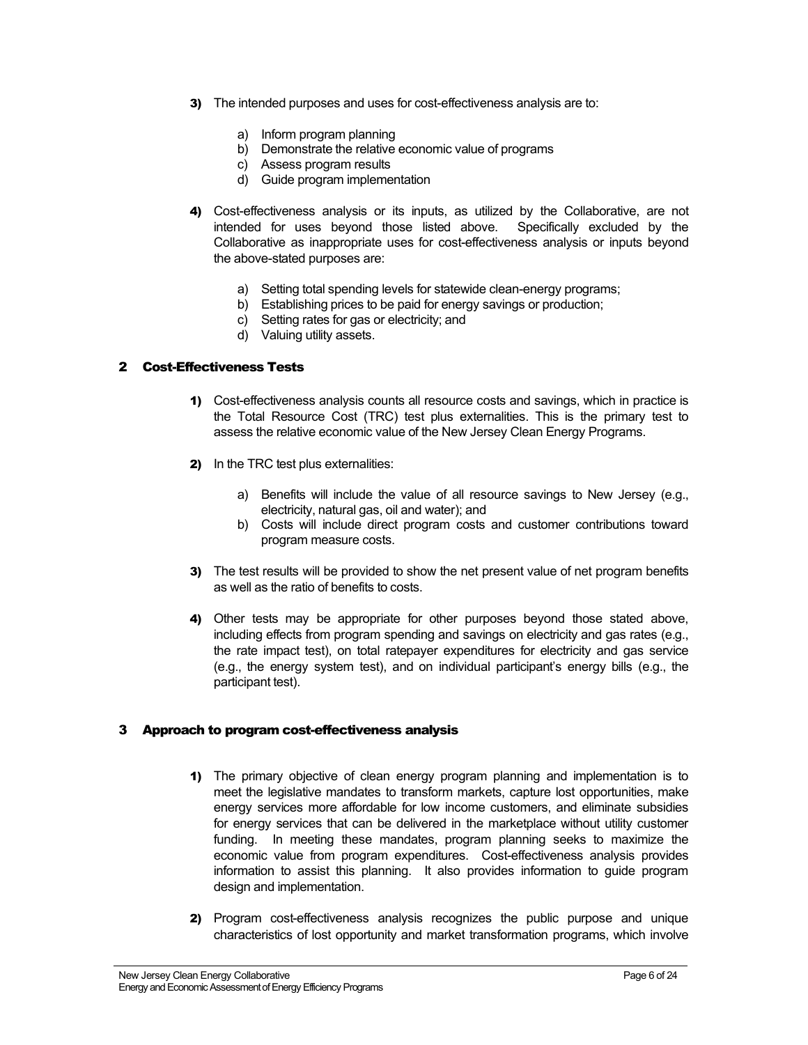3) The intended purposes and uses for cost-effectiveness analysis are to:

    a) Inform program planning
    b) Demonstrate the relative economic value of programs
    c) Assess program results
    d) Guide program implementation

4) Cost-effectiveness analysis or its inputs, as utilized by the Collaborative, are not intended for uses beyond those listed above. Specifically excluded by the Collaborative as inappropriate uses for cost-effectiveness analysis or inputs beyond the above-stated purposes are:

    a) Setting total spending levels for statewide clean-energy programs;
    b) Establishing prices to be paid for energy savings or production;
    c) Setting rates for gas or electricity; and
    d) Valuing utility assets.

## 2 Cost-Effectiveness Tests

1) Cost-effectiveness analysis counts all resource costs and savings, which in practice is the Total Resource Cost (TRC) test plus externalities. This is the primary test to assess the relative economic value of the New Jersey Clean Energy Programs.

2) In the TRC test plus externalities:

    a) Benefits will include the value of all resource savings to New Jersey (e.g., electricity, natural gas, oil and water); and
    b) Costs will include direct program costs and customer contributions toward program measure costs.

3) The test results will be provided to show the net present value of net program benefits as well as the ratio of benefits to costs.

4) Other tests may be appropriate for other purposes beyond those stated above, including effects from program spending and savings on electricity and gas rates (e.g., the rate impact test), on total ratepayer expenditures for electricity and gas service (e.g., the energy system test), and on individual participant's energy bills (e.g., the participant test).

## 3 Approach to program cost-effectiveness analysis

1) The primary objective of clean energy program planning and implementation is to meet the legislative mandates to transform markets, capture lost opportunities, make energy services more affordable for low income customers, and eliminate subsidies for energy services that can be delivered in the marketplace without utility customer funding. In meeting these mandates, program planning seeks to maximize the economic value from program expenditures. Cost-effectiveness analysis provides information to assist this planning. It also provides information to guide program design and implementation.

2) Program cost-effectiveness analysis recognizes the public purpose and unique characteristics of lost opportunity and market transformation programs, which involve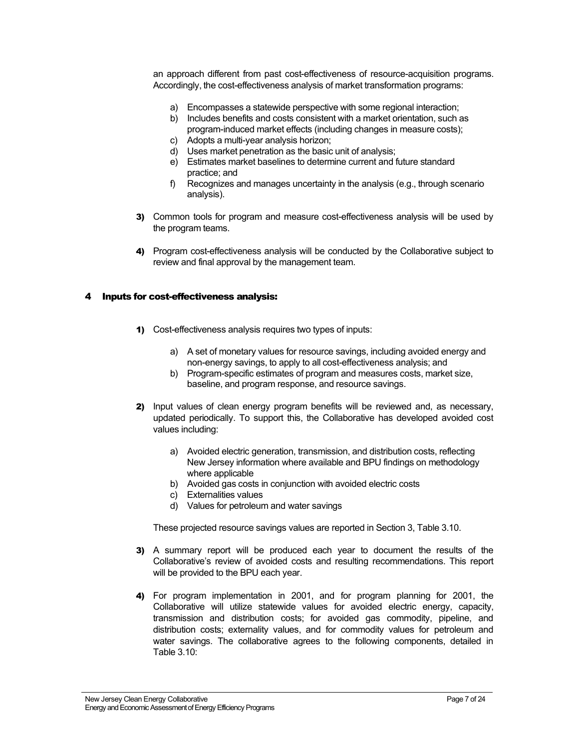an approach different from past cost-effectiveness of resource-acquisition programs. Accordingly, the cost-effectiveness analysis of market transformation programs:

a) Encompasses a statewide perspective with some regional interaction;
b) Includes benefits and costs consistent with a market orientation, such as program-induced market effects (including changes in measure costs);
c) Adopts a multi-year analysis horizon;
d) Uses market penetration as the basic unit of analysis;
e) Estimates market baselines to determine current and future standard practice; and
f) Recognizes and manages uncertainty in the analysis (e.g., through scenario analysis).

**3)** Common tools for program and measure cost-effectiveness analysis will be used by the program teams.

**4)** Program cost-effectiveness analysis will be conducted by the Collaborative subject to review and final approval by the management team.

## 4 Inputs for cost-effectiveness analysis:

**1)** Cost-effectiveness analysis requires two types of inputs:

a) A set of monetary values for resource savings, including avoided energy and non-energy savings, to apply to all cost-effectiveness analysis; and
b) Program-specific estimates of program and measures costs, market size, baseline, and program response, and resource savings.

**2)** Input values of clean energy program benefits will be reviewed and, as necessary, updated periodically. To support this, the Collaborative has developed avoided cost values including:

a) Avoided electric generation, transmission, and distribution costs, reflecting New Jersey information where available and BPU findings on methodology where applicable
b) Avoided gas costs in conjunction with avoided electric costs
c) Externalities values
d) Values for petroleum and water savings

These projected resource savings values are reported in Section 3, Table 3.10.

**3)** A summary report will be produced each year to document the results of the Collaborative's review of avoided costs and resulting recommendations. This report will be provided to the BPU each year.

**4)** For program implementation in 2001, and for program planning for 2001, the Collaborative will utilize statewide values for avoided electric energy, capacity, transmission and distribution costs; for avoided gas commodity, pipeline, and distribution costs; externality values, and for commodity values for petroleum and water savings. The collaborative agrees to the following components, detailed in Table 3.10: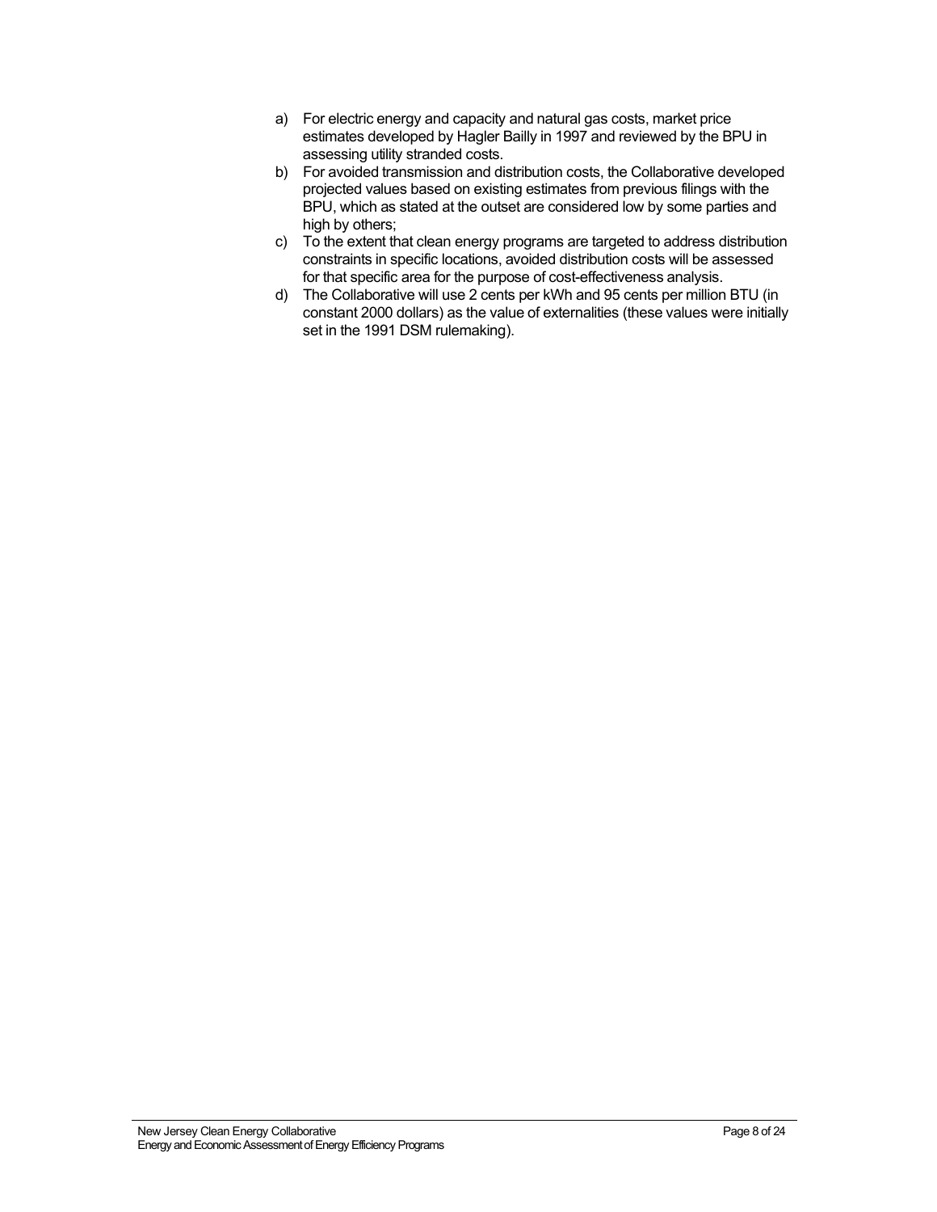a) For electric energy and capacity and natural gas costs, market price estimates developed by Hagler Bailly in 1997 and reviewed by the BPU in assessing utility stranded costs.
b) For avoided transmission and distribution costs, the Collaborative developed projected values based on existing estimates from previous filings with the BPU, which as stated at the outset are considered low by some parties and high by others;
c) To the extent that clean energy programs are targeted to address distribution constraints in specific locations, avoided distribution costs will be assessed for that specific area for the purpose of cost-effectiveness analysis.
d) The Collaborative will use 2 cents per kWh and 95 cents per million BTU (in constant 2000 dollars) as the value of externalities (these values were initially set in the 1991 DSM rulemaking).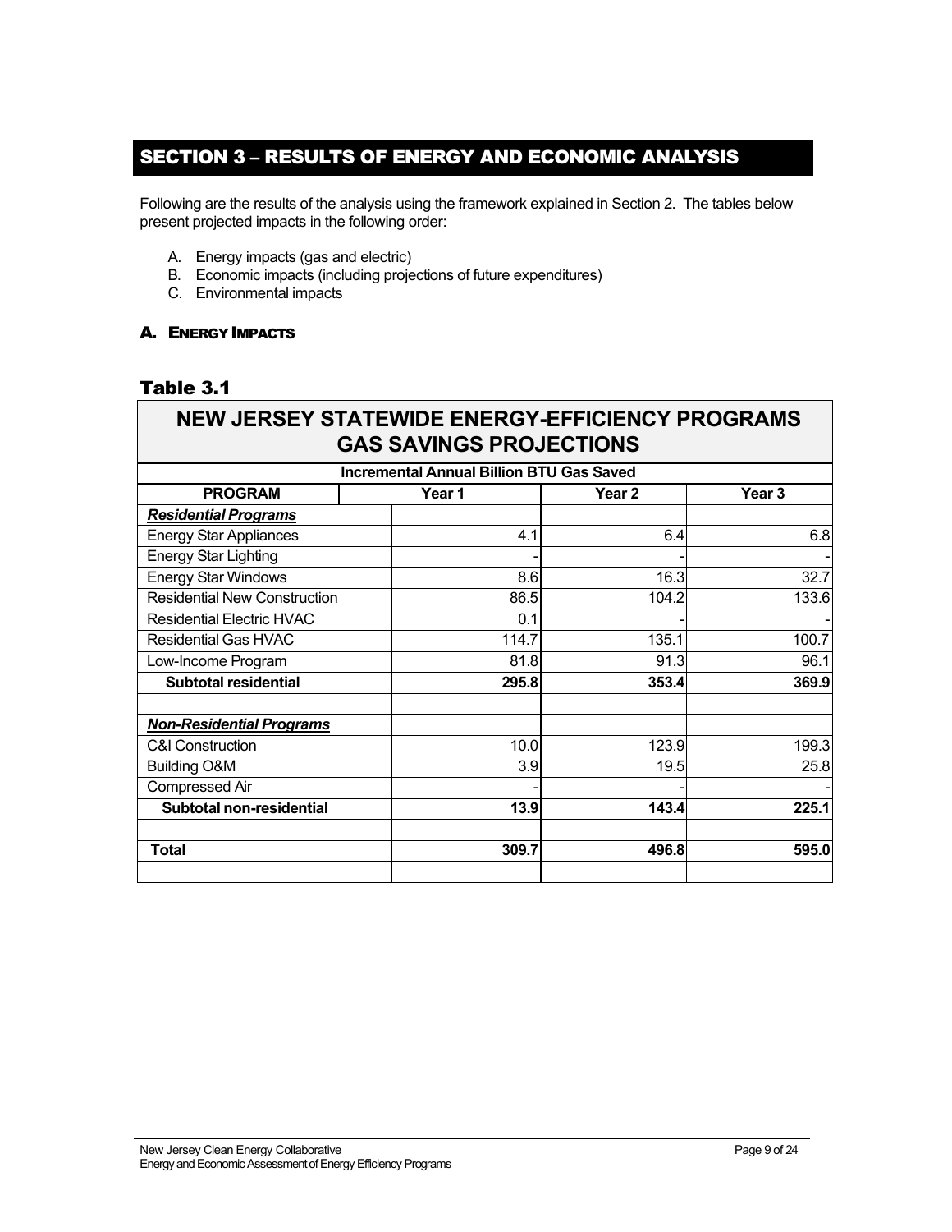# SECTION 3 – RESULTS OF ENERGY AND ECONOMIC ANALYSIS

Following are the results of the analysis using the framework explained in Section 2. The tables below present projected impacts in the following order:

A. Energy impacts (gas and electric)
B. Economic impacts (including projections of future expenditures)
C. Environmental impacts

### A. ENERGY IMPACTS

### Table 3.1

| NEW JERSEY STATEWIDE ENERGY-EFFICIENCY PROGRAMS GAS SAVINGS PROJECTIONS | | | |
|---|---|---|---|
| **Incremental Annual Billion BTU Gas Saved** | | | |
| **PROGRAM** | **Year 1** | **Year 2** | **Year 3** |
| ***Residential Programs*** | | | |
| Energy Star Appliances | 4.1 | 6.4 | 6.8 |
| Energy Star Lighting | - | - | - |
| Energy Star Windows | 8.6 | 16.3 | 32.7 |
| Residential New Construction | 86.5 | 104.2 | 133.6 |
| Residential Electric HVAC | 0.1 | - | - |
| Residential Gas HVAC | 114.7 | 135.1 | 100.7 |
| Low-Income Program | 81.8 | 91.3 | 96.1 |
| **Subtotal residential** | **295.8** | **353.4** | **369.9** |
| | | | |
| ***Non-Residential Programs*** | | | |
| C&I Construction | 10.0 | 123.9 | 199.3 |
| Building O&M | 3.9 | 19.5 | 25.8 |
| Compressed Air | - | - | - |
| **Subtotal non-residential** | **13.9** | **143.4** | **225.1** |
| | | | |
| **Total** | **309.7** | **496.8** | **595.0** |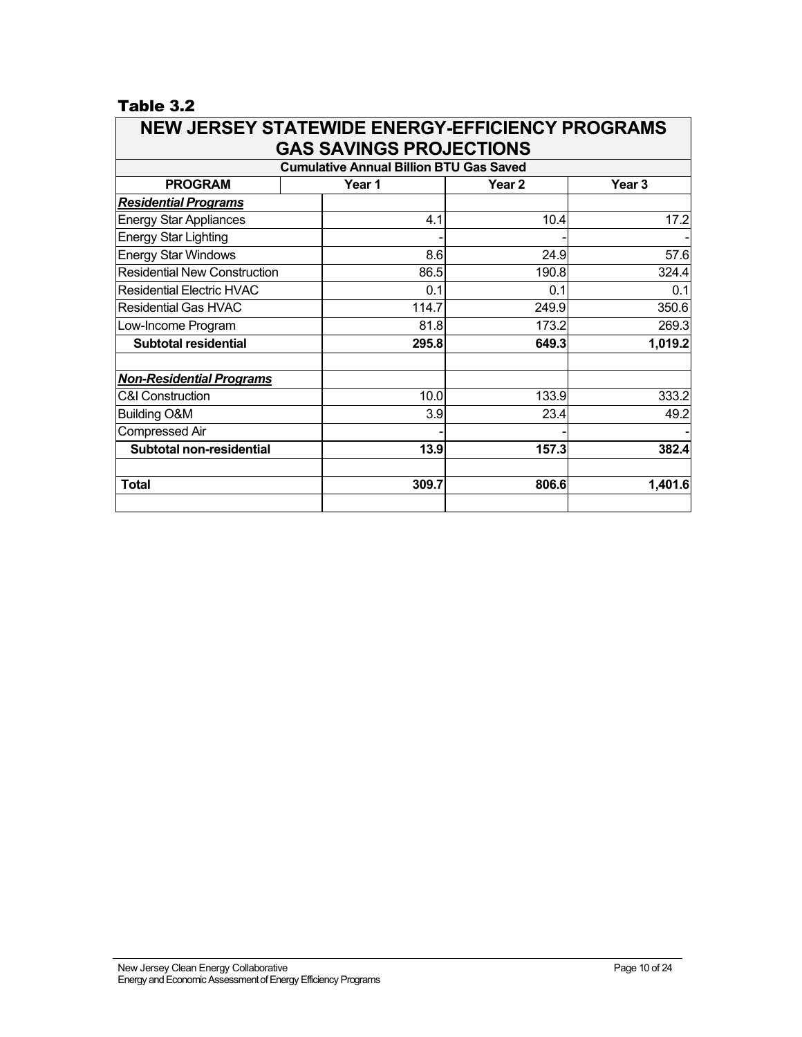## Table 3.2

| NEW JERSEY STATEWIDE ENERGY-EFFICIENCY PROGRAMS GAS SAVINGS PROJECTIONS | | | |
|---|---|---|---|
| **Cumulative Annual Billion BTU Gas Saved** | | | |
| **PROGRAM** | **Year 1** | **Year 2** | **Year 3** |
| ***Residential Programs*** | | | |
| Energy Star Appliances | 4.1 | 10.4 | 17.2 |
| Energy Star Lighting | - | - | - |
| Energy Star Windows | 8.6 | 24.9 | 57.6 |
| Residential New Construction | 86.5 | 190.8 | 324.4 |
| Residential Electric HVAC | 0.1 | 0.1 | 0.1 |
| Residential Gas HVAC | 114.7 | 249.9 | 350.6 |
| Low-Income Program | 81.8 | 173.2 | 269.3 |
| **Subtotal residential** | **295.8** | **649.3** | **1,019.2** |
| | | | |
| ***Non-Residential Programs*** | | | |
| C&I Construction | 10.0 | 133.9 | 333.2 |
| Building O&M | 3.9 | 23.4 | 49.2 |
| Compressed Air | - | - | - |
| **Subtotal non-residential** | **13.9** | **157.3** | **382.4** |
| | | | |
| **Total** | **309.7** | **806.6** | **1,401.6** |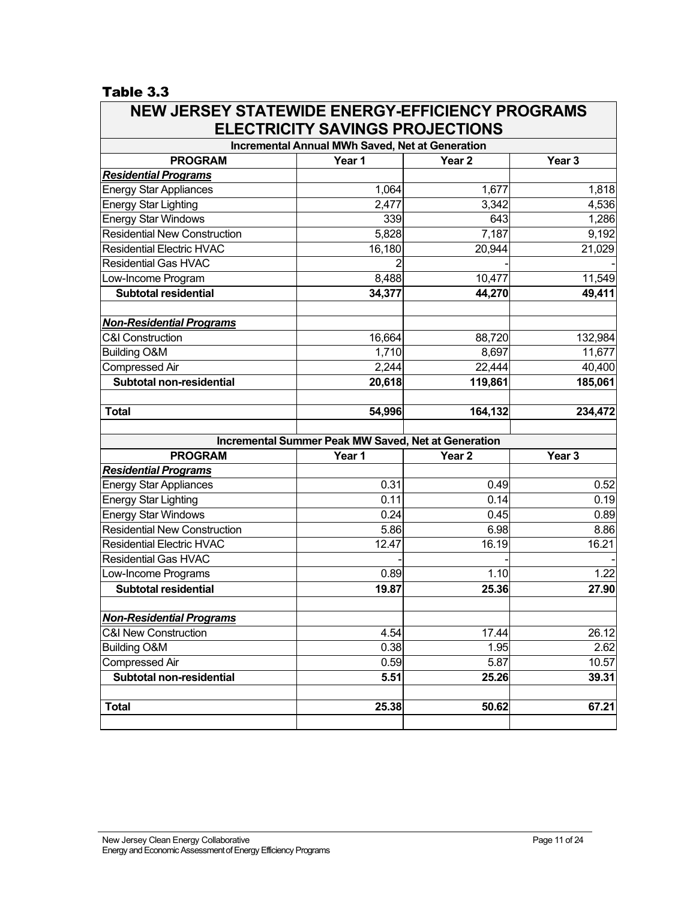## Table 3.3

| NEW JERSEY STATEWIDE ENERGY-EFFICIENCY PROGRAMS ELECTRICITY SAVINGS PROJECTIONS | | | |
|---|---|---|---|
| **Incremental Annual MWh Saved, Net at Generation** | | | |
| **PROGRAM** | **Year 1** | **Year 2** | **Year 3** |
| ***Residential Programs*** | | | |
| Energy Star Appliances | 1,064 | 1,677 | 1,818 |
| Energy Star Lighting | 2,477 | 3,342 | 4,536 |
| Energy Star Windows | 339 | 643 | 1,286 |
| Residential New Construction | 5,828 | 7,187 | 9,192 |
| Residential Electric HVAC | 16,180 | 20,944 | 21,029 |
| Residential Gas HVAC | 2 | - | - |
| Low-Income Program | 8,488 | 10,477 | 11,549 |
| **Subtotal residential** | **34,377** | **44,270** | **49,411** |
| | | | |
| ***Non-Residential Programs*** | | | |
| C&I Construction | 16,664 | 88,720 | 132,984 |
| Building O&M | 1,710 | 8,697 | 11,677 |
| Compressed Air | 2,244 | 22,444 | 40,400 |
| **Subtotal non-residential** | **20,618** | **119,861** | **185,061** |
| | | | |
| **Total** | **54,996** | **164,132** | **234,472** |
| | | | |
| **Incremental Summer Peak MW Saved, Net at Generation** | | | |
| **PROGRAM** | **Year 1** | **Year 2** | **Year 3** |
| ***Residential Programs*** | | | |
| Energy Star Appliances | 0.31 | 0.49 | 0.52 |
| Energy Star Lighting | 0.11 | 0.14 | 0.19 |
| Energy Star Windows | 0.24 | 0.45 | 0.89 |
| Residential New Construction | 5.86 | 6.98 | 8.86 |
| Residential Electric HVAC | 12.47 | 16.19 | 16.21 |
| Residential Gas HVAC | - | - | - |
| Low-Income Programs | 0.89 | 1.10 | 1.22 |
| **Subtotal residential** | **19.87** | **25.36** | **27.90** |
| | | | |
| ***Non-Residential Programs*** | | | |
| C&I New Construction | 4.54 | 17.44 | 26.12 |
| Building O&M | 0.38 | 1.95 | 2.62 |
| Compressed Air | 0.59 | 5.87 | 10.57 |
| **Subtotal non-residential** | **5.51** | **25.26** | **39.31** |
| | | | |
| **Total** | **25.38** | **50.62** | **67.21** |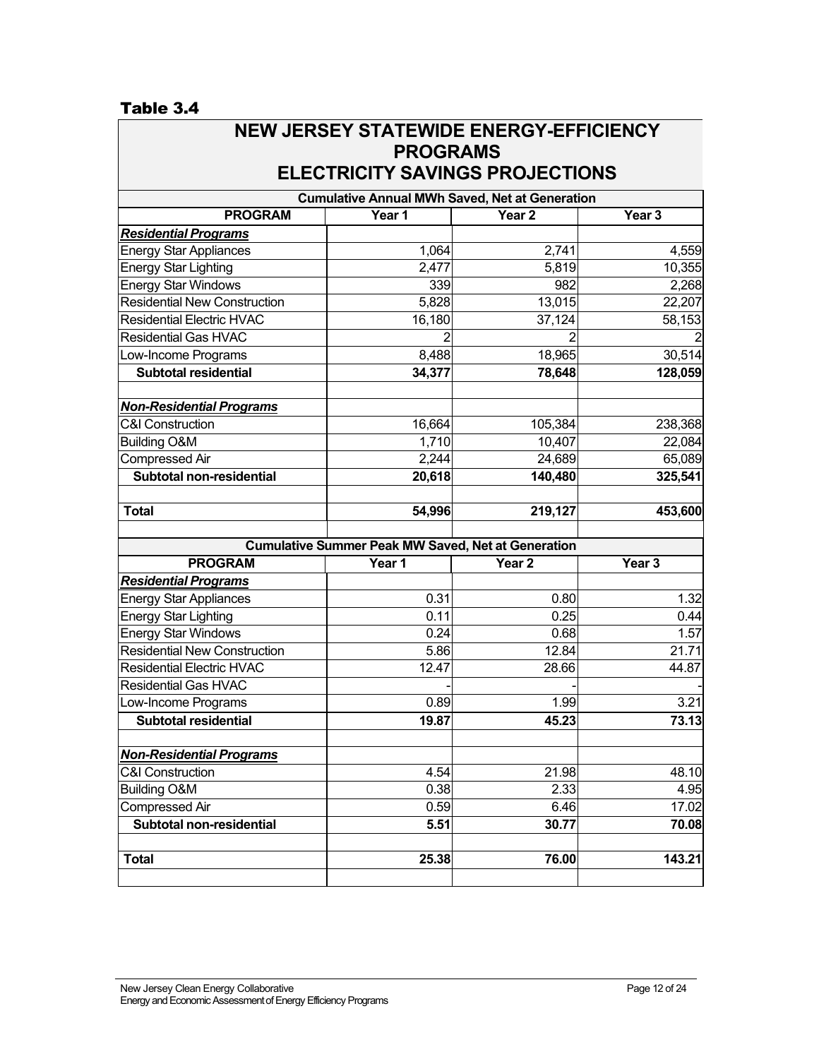## Table 3.4

### NEW JERSEY STATEWIDE ENERGY-EFFICIENCY PROGRAMS ELECTRICITY SAVINGS PROJECTIONS

| Cumulative Annual MWh Saved, Net at Generation | | | |
|---|---|---|---|
| **PROGRAM** | **Year 1** | **Year 2** | **Year 3** |
| ***Residential Programs*** | | | |
| Energy Star Appliances | 1,064 | 2,741 | 4,559 |
| Energy Star Lighting | 2,477 | 5,819 | 10,355 |
| Energy Star Windows | 339 | 982 | 2,268 |
| Residential New Construction | 5,828 | 13,015 | 22,207 |
| Residential Electric HVAC | 16,180 | 37,124 | 58,153 |
| Residential Gas HVAC | 2 | 2 | 2 |
| Low-Income Programs | 8,488 | 18,965 | 30,514 |
| **Subtotal residential** | **34,377** | **78,648** | **128,059** |
| | | | |
| ***Non-Residential Programs*** | | | |
| C&I Construction | 16,664 | 105,384 | 238,368 |
| Building O&M | 1,710 | 10,407 | 22,084 |
| Compressed Air | 2,244 | 24,689 | 65,089 |
| **Subtotal non-residential** | **20,618** | **140,480** | **325,541** |
| | | | |
| **Total** | **54,996** | **219,127** | **453,600** |

| Cumulative Summer Peak MW Saved, Net at Generation | | | |
|---|---|---|---|
| **PROGRAM** | **Year 1** | **Year 2** | **Year 3** |
| ***Residential Programs*** | | | |
| Energy Star Appliances | 0.31 | 0.80 | 1.32 |
| Energy Star Lighting | 0.11 | 0.25 | 0.44 |
| Energy Star Windows | 0.24 | 0.68 | 1.57 |
| Residential New Construction | 5.86 | 12.84 | 21.71 |
| Residential Electric HVAC | 12.47 | 28.66 | 44.87 |
| Residential Gas HVAC | - | - | - |
| Low-Income Programs | 0.89 | 1.99 | 3.21 |
| **Subtotal residential** | **19.87** | **45.23** | **73.13** |
| | | | |
| ***Non-Residential Programs*** | | | |
| C&I Construction | 4.54 | 21.98 | 48.10 |
| Building O&M | 0.38 | 2.33 | 4.95 |
| Compressed Air | 0.59 | 6.46 | 17.02 |
| **Subtotal non-residential** | **5.51** | **30.77** | **70.08** |
| | | | |
| **Total** | **25.38** | **76.00** | **143.21** |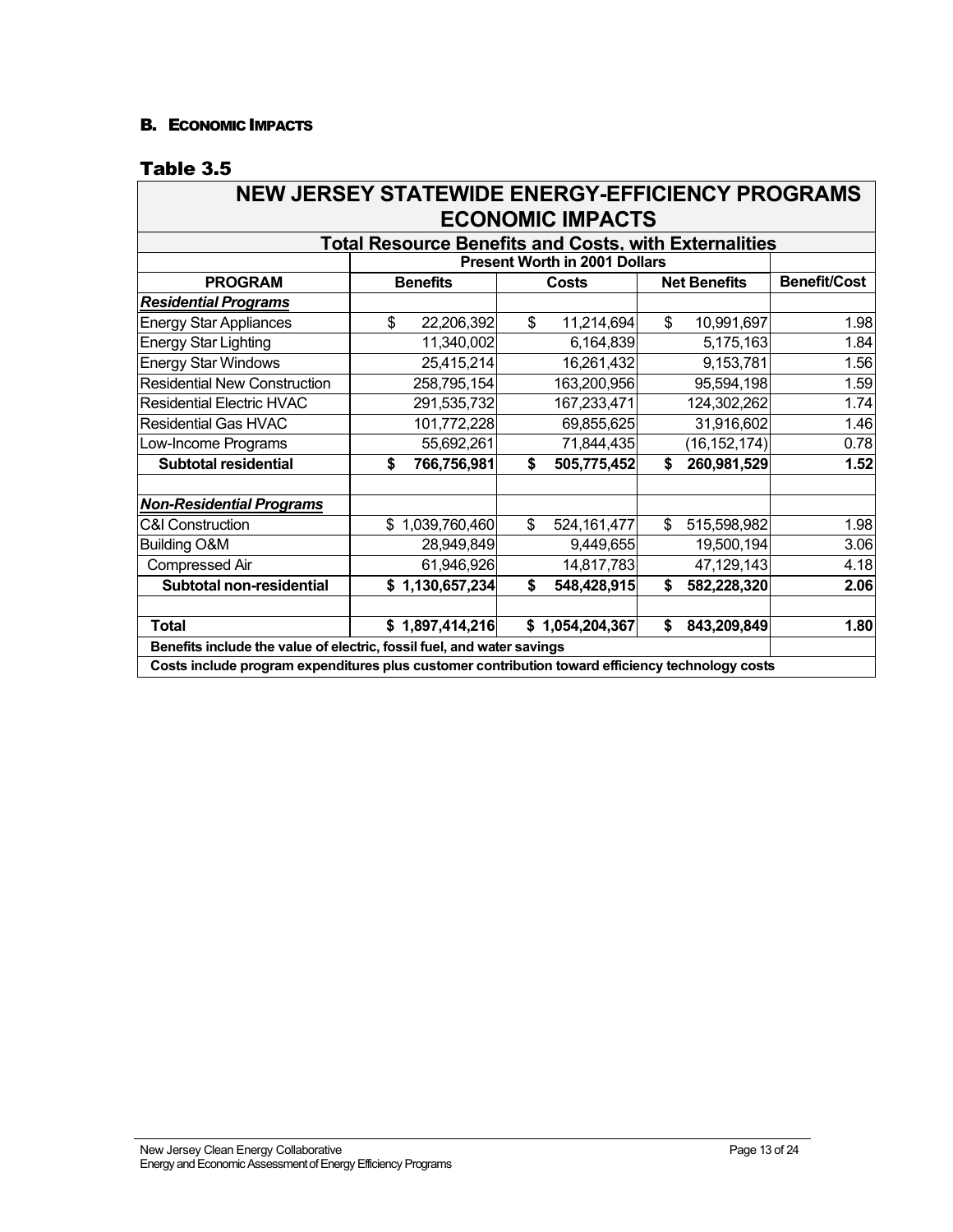### B. Economic Impacts

### Table 3.5

| NEW JERSEY STATEWIDE ENERGY-EFFICIENCY PROGRAMS ECONOMIC IMPACTS | | | | |
|---|---|---|---|---|
| **Total Resource Benefits and Costs, with Externalities** | | | | |
| | **Present Worth in 2001 Dollars** | | | |
| **PROGRAM** | **Benefits** | **Costs** | **Net Benefits** | **Benefit/Cost** |
| ***Residential Programs*** | | | | |
| Energy Star Appliances | $ 22,206,392 | $ 11,214,694 | $ 10,991,697 | 1.98 |
| Energy Star Lighting | 11,340,002 | 6,164,839 | 5,175,163 | 1.84 |
| Energy Star Windows | 25,415,214 | 16,261,432 | 9,153,781 | 1.56 |
| Residential New Construction | 258,795,154 | 163,200,956 | 95,594,198 | 1.59 |
| Residential Electric HVAC | 291,535,732 | 167,233,471 | 124,302,262 | 1.74 |
| Residential Gas HVAC | 101,772,228 | 69,855,625 | 31,916,602 | 1.46 |
| Low-Income Programs | 55,692,261 | 71,844,435 | (16,152,174) | 0.78 |
| **Subtotal residential** | **$ 766,756,981** | **$ 505,775,452** | **$ 260,981,529** | **1.52** |
| | | | | |
| ***Non-Residential Programs*** | | | | |
| C&I Construction | $ 1,039,760,460 | $ 524,161,477 | $ 515,598,982 | 1.98 |
| Building O&M | 28,949,849 | 9,449,655 | 19,500,194 | 3.06 |
| Compressed Air | 61,946,926 | 14,817,783 | 47,129,143 | 4.18 |
| **Subtotal non-residential** | **$ 1,130,657,234** | **$ 548,428,915** | **$ 582,228,320** | **2.06** |
| | | | | |
| **Total** | **$ 1,897,414,216** | **$ 1,054,204,367** | **$ 843,209,849** | **1.80** |
| **Benefits include the value of electric, fossil fuel, and water savings** | | | | |
| **Costs include program expenditures plus customer contribution toward efficiency technology costs** | | | | |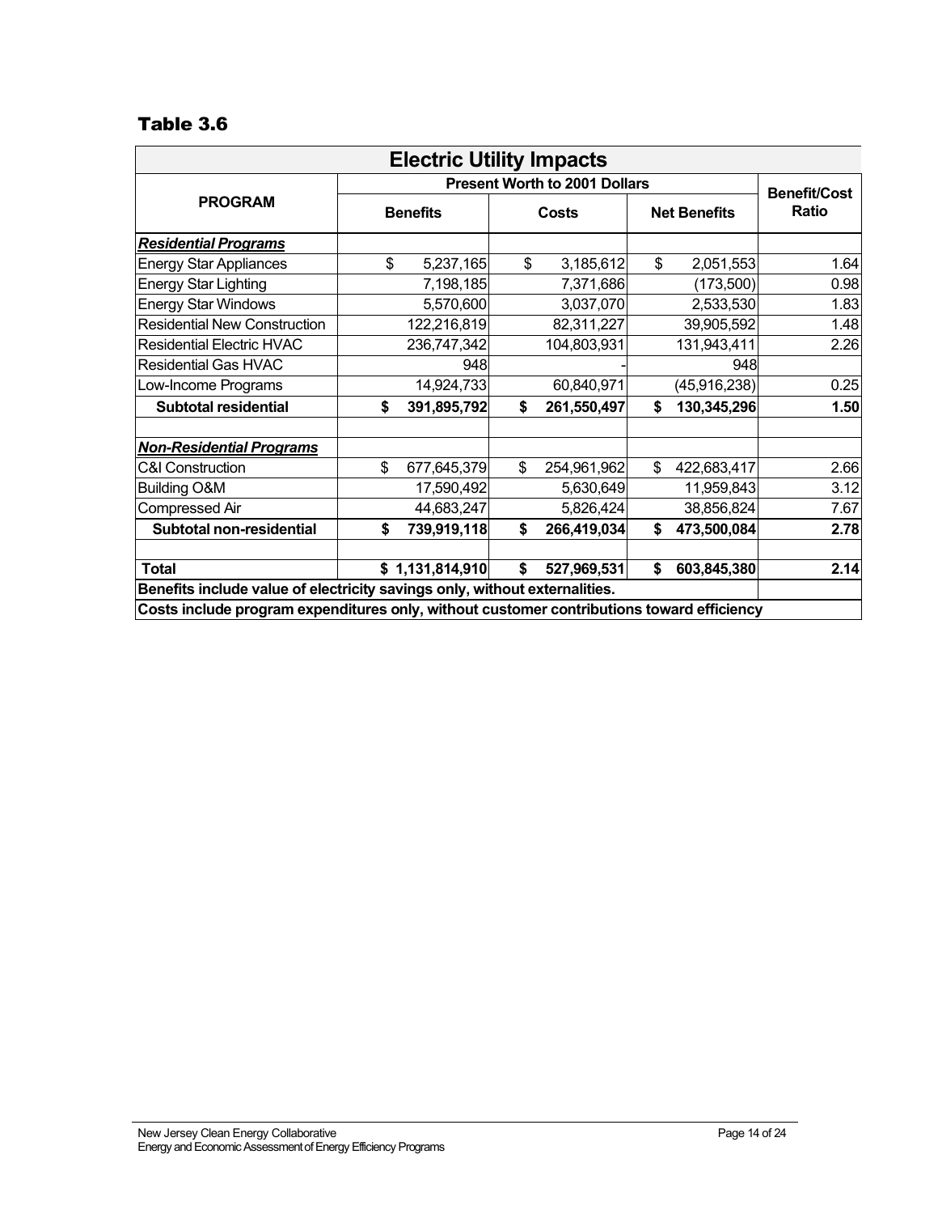## Table 3.6

| Electric Utility Impacts | | | | |
|---|---|---|---|---|
| **PROGRAM** | **Present Worth to 2001 Dollars** | | | **Benefit/Cost Ratio** |
| | **Benefits** | **Costs** | **Net Benefits** | |
| ***Residential Programs*** | | | | |
| Energy Star Appliances | $ 5,237,165 | $ 3,185,612 | $ 2,051,553 | 1.64 |
| Energy Star Lighting | 7,198,185 | 7,371,686 | (173,500) | 0.98 |
| Energy Star Windows | 5,570,600 | 3,037,070 | 2,533,530 | 1.83 |
| Residential New Construction | 122,216,819 | 82,311,227 | 39,905,592 | 1.48 |
| Residential Electric HVAC | 236,747,342 | 104,803,931 | 131,943,411 | 2.26 |
| Residential Gas HVAC | 948 | - | 948 | |
| Low-Income Programs | 14,924,733 | 60,840,971 | (45,916,238) | 0.25 |
| **Subtotal residential** | **$ 391,895,792** | **$ 261,550,497** | **$ 130,345,296** | **1.50** |
| | | | | |
| ***Non-Residential Programs*** | | | | |
| C&I Construction | $ 677,645,379 | $ 254,961,962 | $ 422,683,417 | 2.66 |
| Building O&M | 17,590,492 | 5,630,649 | 11,959,843 | 3.12 |
| Compressed Air | 44,683,247 | 5,826,424 | 38,856,824 | 7.67 |
| **Subtotal non-residential** | **$ 739,919,118** | **$ 266,419,034** | **$ 473,500,084** | **2.78** |
| | | | | |
| **Total** | **$ 1,131,814,910** | **$ 527,969,531** | **$ 603,845,380** | **2.14** |
| **Benefits include value of electricity savings only, without externalities.** | | | | |
| **Costs include program expenditures only, without customer contributions toward efficiency** | | | | |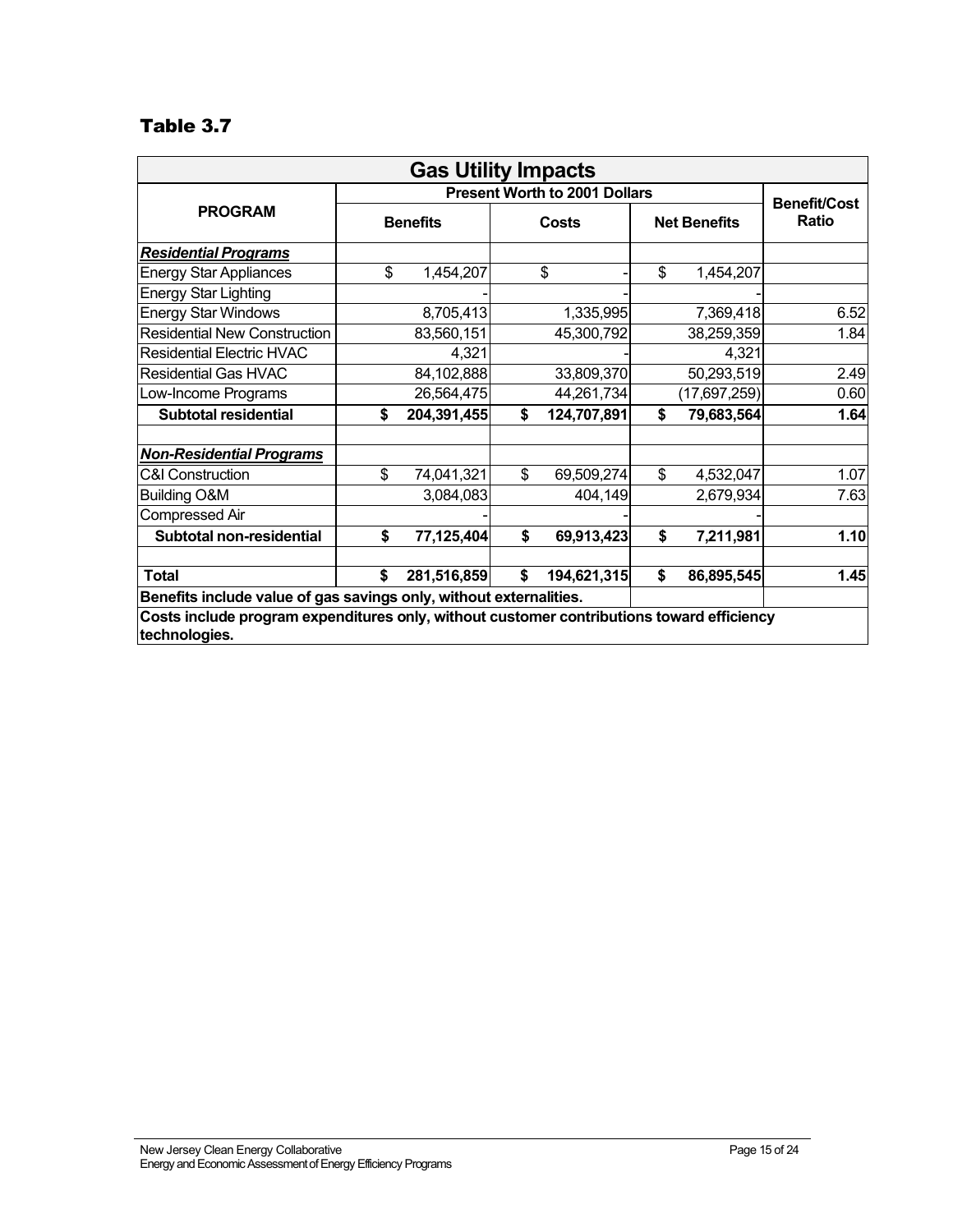## Table 3.7

| Gas Utility Impacts | | | | |
|---|---|---|---|---|
| **PROGRAM** | **Present Worth to 2001 Dollars** | | | **Benefit/Cost Ratio** |
| | **Benefits** | **Costs** | **Net Benefits** | |
| ***Residential Programs*** | | | | |
| Energy Star Appliances | $ 1,454,207 | $ - | $ 1,454,207 | |
| Energy Star Lighting | - | - | - | |
| Energy Star Windows | 8,705,413 | 1,335,995 | 7,369,418 | 6.52 |
| Residential New Construction | 83,560,151 | 45,300,792 | 38,259,359 | 1.84 |
| Residential Electric HVAC | 4,321 | - | 4,321 | |
| Residential Gas HVAC | 84,102,888 | 33,809,370 | 50,293,519 | 2.49 |
| Low-Income Programs | 26,564,475 | 44,261,734 | (17,697,259) | 0.60 |
| **Subtotal residential** | **$ 204,391,455** | **$ 124,707,891** | **$ 79,683,564** | **1.64** |
| | | | | |
| ***Non-Residential Programs*** | | | | |
| C&I Construction | $ 74,041,321 | $ 69,509,274 | $ 4,532,047 | 1.07 |
| Building O&M | 3,084,083 | 404,149 | 2,679,934 | 7.63 |
| Compressed Air | - | - | - | |
| **Subtotal non-residential** | **$ 77,125,404** | **$ 69,913,423** | **$ 7,211,981** | **1.10** |
| | | | | |
| **Total** | **$ 281,516,859** | **$ 194,621,315** | **$ 86,895,545** | **1.45** |
| **Benefits include value of gas savings only, without externalities.** | | | | |
| **Costs include program expenditures only, without customer contributions toward efficiency technologies.** | | | | |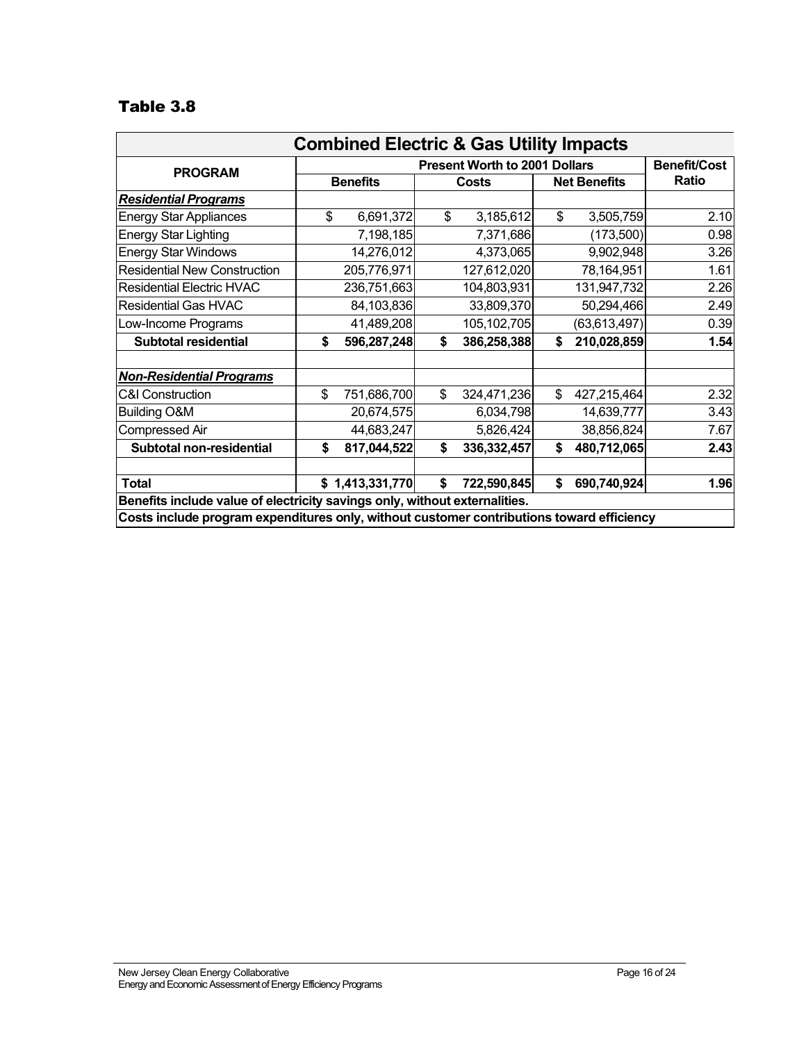## Table 3.8

| Combined Electric & Gas Utility Impacts | | | | |
|---|---|---|---|---|
| **PROGRAM** | **Present Worth to 2001 Dollars** | | | **Benefit/Cost Ratio** |
| | **Benefits** | **Costs** | **Net Benefits** | |
| ***Residential Programs*** | | | | |
| Energy Star Appliances | $ 6,691,372 | $ 3,185,612 | $ 3,505,759 | 2.10 |
| Energy Star Lighting | 7,198,185 | 7,371,686 | (173,500) | 0.98 |
| Energy Star Windows | 14,276,012 | 4,373,065 | 9,902,948 | 3.26 |
| Residential New Construction | 205,776,971 | 127,612,020 | 78,164,951 | 1.61 |
| Residential Electric HVAC | 236,751,663 | 104,803,931 | 131,947,732 | 2.26 |
| Residential Gas HVAC | 84,103,836 | 33,809,370 | 50,294,466 | 2.49 |
| Low-Income Programs | 41,489,208 | 105,102,705 | (63,613,497) | 0.39 |
| **Subtotal residential** | **$ 596,287,248** | **$ 386,258,388** | **$ 210,028,859** | **1.54** |
| | | | | |
| ***Non-Residential Programs*** | | | | |
| C&I Construction | $ 751,686,700 | $ 324,471,236 | $ 427,215,464 | 2.32 |
| Building O&M | 20,674,575 | 6,034,798 | 14,639,777 | 3.43 |
| Compressed Air | 44,683,247 | 5,826,424 | 38,856,824 | 7.67 |
| **Subtotal non-residential** | **$ 817,044,522** | **$ 336,332,457** | **$ 480,712,065** | **2.43** |
| | | | | |
| **Total** | **$ 1,413,331,770** | **$ 722,590,845** | **$ 690,740,924** | **1.96** |
| **Benefits include value of electricity savings only, without externalities.** | | | | |
| **Costs include program expenditures only, without customer contributions toward efficiency** | | | | |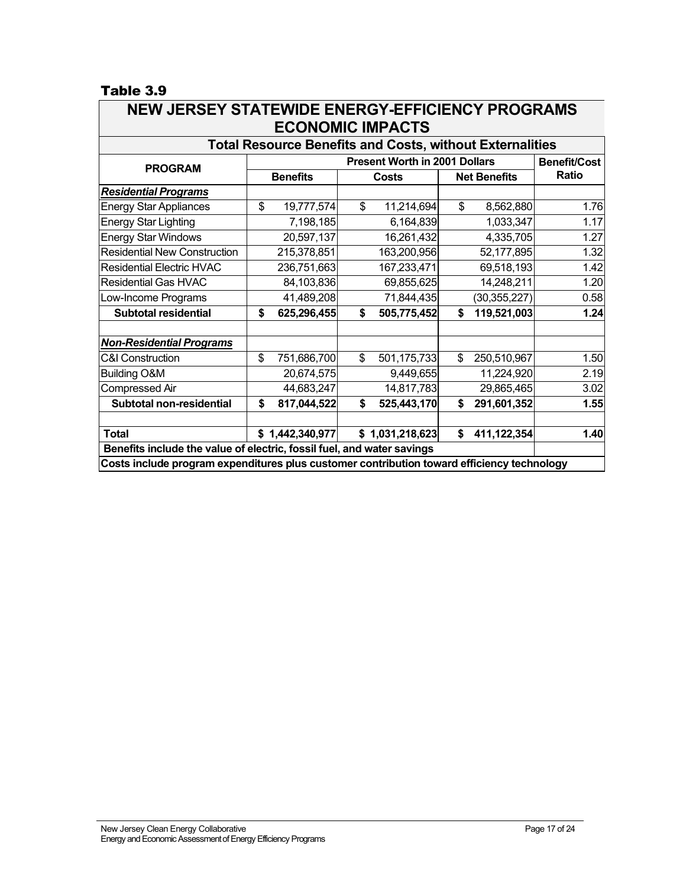**Table 3.9**

| NEW JERSEY STATEWIDE ENERGY-EFFICIENCY PROGRAMS ECONOMIC IMPACTS | | | | |
|---|---|---|---|---|
| **Total Resource Benefits and Costs, without Externalities** | | | | |
| **PROGRAM** | **Present Worth in 2001 Dollars** | | | **Benefit/Cost Ratio** |
| | **Benefits** | **Costs** | **Net Benefits** | |
| ***Residential Programs*** | | | | |
| Energy Star Appliances | $ 19,777,574 | $ 11,214,694 | $ 8,562,880 | 1.76 |
| Energy Star Lighting | 7,198,185 | 6,164,839 | 1,033,347 | 1.17 |
| Energy Star Windows | 20,597,137 | 16,261,432 | 4,335,705 | 1.27 |
| Residential New Construction | 215,378,851 | 163,200,956 | 52,177,895 | 1.32 |
| Residential Electric HVAC | 236,751,663 | 167,233,471 | 69,518,193 | 1.42 |
| Residential Gas HVAC | 84,103,836 | 69,855,625 | 14,248,211 | 1.20 |
| Low-Income Programs | 41,489,208 | 71,844,435 | (30,355,227) | 0.58 |
| **Subtotal residential** | **$ 625,296,455** | **$ 505,775,452** | **$ 119,521,003** | **1.24** |
| | | | | |
| ***Non-Residential Programs*** | | | | |
| C&I Construction | $ 751,686,700 | $ 501,175,733 | $ 250,510,967 | 1.50 |
| Building O&M | 20,674,575 | 9,449,655 | 11,224,920 | 2.19 |
| Compressed Air | 44,683,247 | 14,817,783 | 29,865,465 | 3.02 |
| **Subtotal non-residential** | **$ 817,044,522** | **$ 525,443,170** | **$ 291,601,352** | **1.55** |
| | | | | |
| **Total** | **$ 1,442,340,977** | **$ 1,031,218,623** | **$ 411,122,354** | **1.40** |
| **Benefits include the value of electric, fossil fuel, and water savings** | | | | |
| **Costs include program expenditures plus customer contribution toward efficiency technology** | | | | |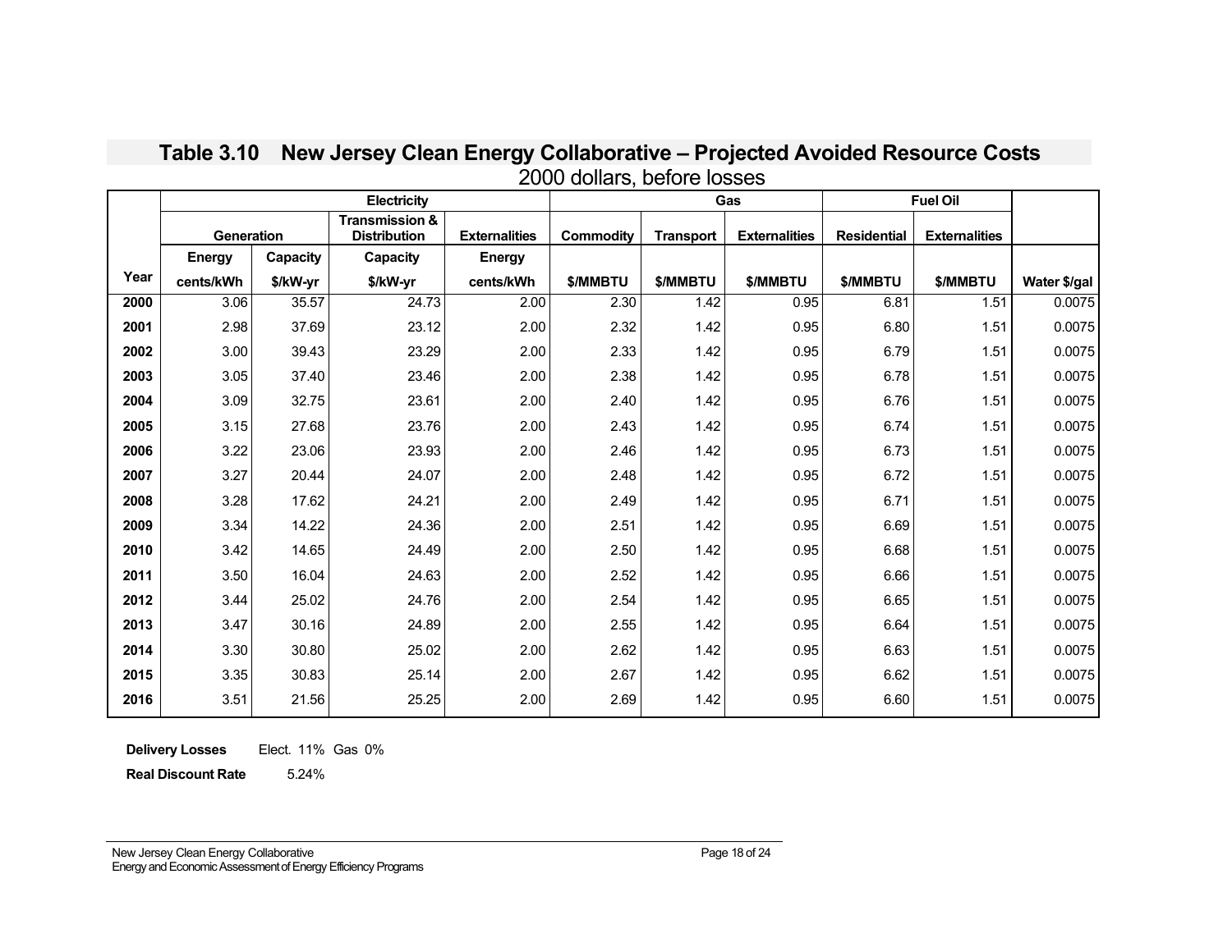## Table 3.10 New Jersey Clean Energy Collaborative – Projected Avoided Resource Costs

2000 dollars, before losses

| | Electricity | | | | Gas | | | Fuel Oil | | |
|---|---|---|---|---|---|---|---|---|---|---|
| | Generation | | Transmission & Distribution | Externalities | Commodity | Transport | Externalities | Residential | Externalities | |
| | Energy | Capacity | Capacity | Energy | | | | | | |
| Year | cents/kWh | $/kW-yr | $/kW-yr | cents/kWh | $/MMBTU | $/MMBTU | $/MMBTU | $/MMBTU | $/MMBTU | Water $/gal |
| 2000 | 3.06 | 35.57 | 24.73 | 2.00 | 2.30 | 1.42 | 0.95 | 6.81 | 1.51 | 0.0075 |
| 2001 | 2.98 | 37.69 | 23.12 | 2.00 | 2.32 | 1.42 | 0.95 | 6.80 | 1.51 | 0.0075 |
| 2002 | 3.00 | 39.43 | 23.29 | 2.00 | 2.33 | 1.42 | 0.95 | 6.79 | 1.51 | 0.0075 |
| 2003 | 3.05 | 37.40 | 23.46 | 2.00 | 2.38 | 1.42 | 0.95 | 6.78 | 1.51 | 0.0075 |
| 2004 | 3.09 | 32.75 | 23.61 | 2.00 | 2.40 | 1.42 | 0.95 | 6.76 | 1.51 | 0.0075 |
| 2005 | 3.15 | 27.68 | 23.76 | 2.00 | 2.43 | 1.42 | 0.95 | 6.74 | 1.51 | 0.0075 |
| 2006 | 3.22 | 23.06 | 23.93 | 2.00 | 2.46 | 1.42 | 0.95 | 6.73 | 1.51 | 0.0075 |
| 2007 | 3.27 | 20.44 | 24.07 | 2.00 | 2.48 | 1.42 | 0.95 | 6.72 | 1.51 | 0.0075 |
| 2008 | 3.28 | 17.62 | 24.21 | 2.00 | 2.49 | 1.42 | 0.95 | 6.71 | 1.51 | 0.0075 |
| 2009 | 3.34 | 14.22 | 24.36 | 2.00 | 2.51 | 1.42 | 0.95 | 6.69 | 1.51 | 0.0075 |
| 2010 | 3.42 | 14.65 | 24.49 | 2.00 | 2.50 | 1.42 | 0.95 | 6.68 | 1.51 | 0.0075 |
| 2011 | 3.50 | 16.04 | 24.63 | 2.00 | 2.52 | 1.42 | 0.95 | 6.66 | 1.51 | 0.0075 |
| 2012 | 3.44 | 25.02 | 24.76 | 2.00 | 2.54 | 1.42 | 0.95 | 6.65 | 1.51 | 0.0075 |
| 2013 | 3.47 | 30.16 | 24.89 | 2.00 | 2.55 | 1.42 | 0.95 | 6.64 | 1.51 | 0.0075 |
| 2014 | 3.30 | 30.80 | 25.02 | 2.00 | 2.62 | 1.42 | 0.95 | 6.63 | 1.51 | 0.0075 |
| 2015 | 3.35 | 30.83 | 25.14 | 2.00 | 2.67 | 1.42 | 0.95 | 6.62 | 1.51 | 0.0075 |
| 2016 | 3.51 | 21.56 | 25.25 | 2.00 | 2.69 | 1.42 | 0.95 | 6.60 | 1.51 | 0.0075 |

**Delivery Losses** Elect. 11% Gas 0%

**Real Discount Rate** 5.24%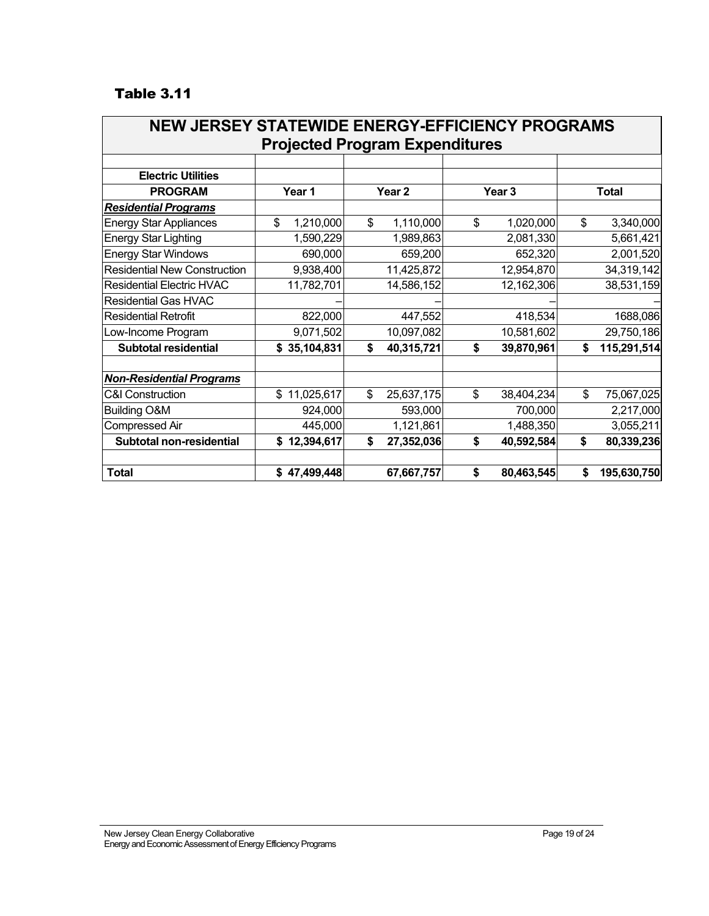## Table 3.11

| NEW JERSEY STATEWIDE ENERGY-EFFICIENCY PROGRAMS Projected Program Expenditures | | | | |
|---|---|---|---|---|
| **Electric Utilities** | | | | |
| **PROGRAM** | **Year 1** | **Year 2** | **Year 3** | **Total** |
| ***Residential Programs*** | | | | |
| Energy Star Appliances | $ 1,210,000 | $ 1,110,000 | $ 1,020,000 | $ 3,340,000 |
| Energy Star Lighting | 1,590,229 | 1,989,863 | 2,081,330 | 5,661,421 |
| Energy Star Windows | 690,000 | 659,200 | 652,320 | 2,001,520 |
| Residential New Construction | 9,938,400 | 11,425,872 | 12,954,870 | 34,319,142 |
| Residential Electric HVAC | 11,782,701 | 14,586,152 | 12,162,306 | 38,531,159 |
| Residential Gas HVAC | – | – | – | – |
| Residential Retrofit | 822,000 | 447,552 | 418,534 | 1688,086 |
| Low-Income Program | 9,071,502 | 10,097,082 | 10,581,602 | 29,750,186 |
| **Subtotal residential** | **$ 35,104,831** | **$ 40,315,721** | **$ 39,870,961** | **$ 115,291,514** |
| | | | | |
| ***Non-Residential Programs*** | | | | |
| C&I Construction | $ 11,025,617 | $ 25,637,175 | $ 38,404,234 | $ 75,067,025 |
| Building O&M | 924,000 | 593,000 | 700,000 | 2,217,000 |
| Compressed Air | 445,000 | 1,121,861 | 1,488,350 | 3,055,211 |
| **Subtotal non-residential** | **$ 12,394,617** | **$ 27,352,036** | **$ 40,592,584** | **$ 80,339,236** |
| | | | | |
| **Total** | **$ 47,499,448** | **67,667,757** | **$ 80,463,545** | **$ 195,630,750** |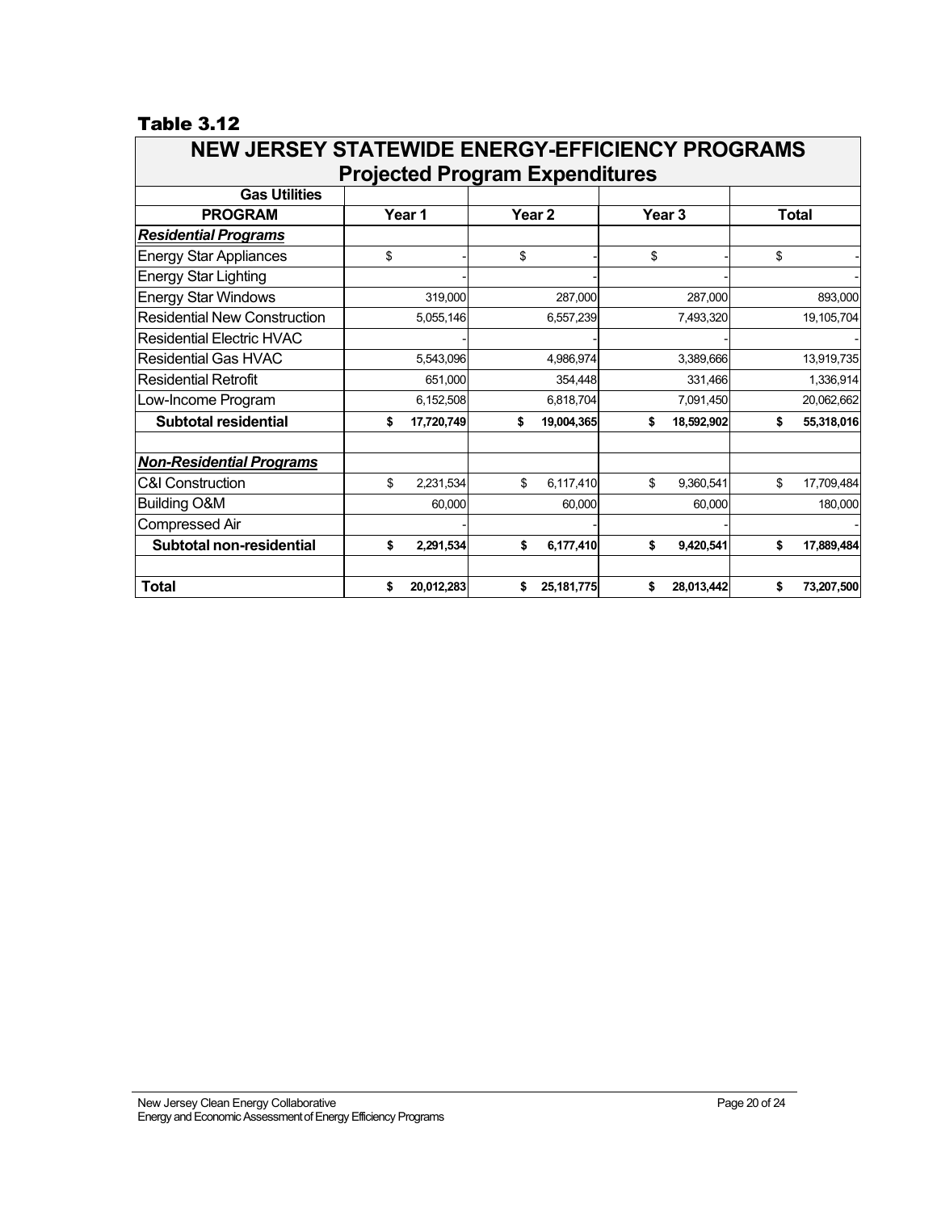### Table 3.12

| NEW JERSEY STATEWIDE ENERGY-EFFICIENCY PROGRAMS Projected Program Expenditures | | | | |
|---|---|---|---|---|
| **Gas Utilities** | | | | |
| **PROGRAM** | **Year 1** | **Year 2** | **Year 3** | **Total** |
| ***Residential Programs*** | | | | |
| Energy Star Appliances | $ - | $ - | $ - | $ - |
| Energy Star Lighting | - | - | - | - |
| Energy Star Windows | 319,000 | 287,000 | 287,000 | 893,000 |
| Residential New Construction | 5,055,146 | 6,557,239 | 7,493,320 | 19,105,704 |
| Residential Electric HVAC | - | - | - | - |
| Residential Gas HVAC | 5,543,096 | 4,986,974 | 3,389,666 | 13,919,735 |
| Residential Retrofit | 651,000 | 354,448 | 331,466 | 1,336,914 |
| Low-Income Program | 6,152,508 | 6,818,704 | 7,091,450 | 20,062,662 |
| **Subtotal residential** | **$ 17,720,749** | **$ 19,004,365** | **$ 18,592,902** | **$ 55,318,016** |
| | | | | |
| ***Non-Residential Programs*** | | | | |
| C&I Construction | $ 2,231,534 | $ 6,117,410 | $ 9,360,541 | $ 17,709,484 |
| Building O&M | 60,000 | 60,000 | 60,000 | 180,000 |
| Compressed Air | - | - | - | - |
| **Subtotal non-residential** | **$ 2,291,534** | **$ 6,177,410** | **$ 9,420,541** | **$ 17,889,484** |
| | | | | |
| **Total** | **$ 20,012,283** | **$ 25,181,775** | **$ 28,013,442** | **$ 73,207,500** |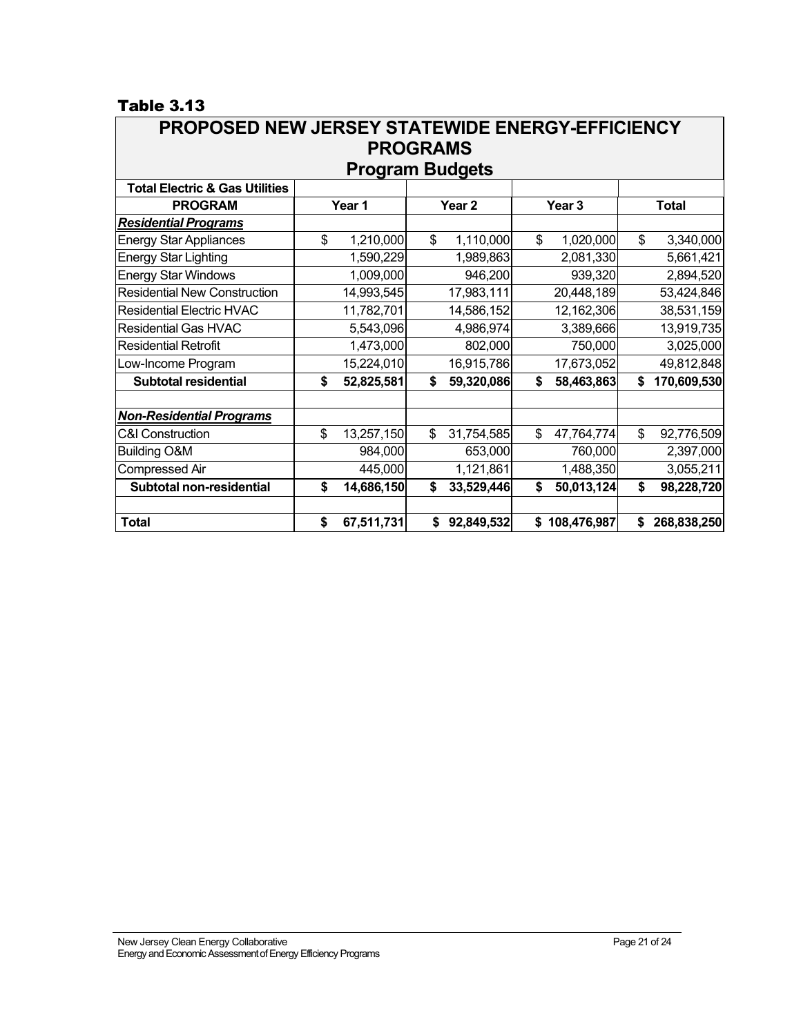**Table 3.13**

| PROPOSED NEW JERSEY STATEWIDE ENERGY-EFFICIENCY PROGRAMS Program Budgets | | | | |
|---|---|---|---|---|
| **Total Electric & Gas Utilities** | | | | |
| **PROGRAM** | **Year 1** | **Year 2** | **Year 3** | **Total** |
| ***Residential Programs*** | | | | |
| Energy Star Appliances | $ 1,210,000 | $ 1,110,000 | $ 1,020,000 | $ 3,340,000 |
| Energy Star Lighting | 1,590,229 | 1,989,863 | 2,081,330 | 5,661,421 |
| Energy Star Windows | 1,009,000 | 946,200 | 939,320 | 2,894,520 |
| Residential New Construction | 14,993,545 | 17,983,111 | 20,448,189 | 53,424,846 |
| Residential Electric HVAC | 11,782,701 | 14,586,152 | 12,162,306 | 38,531,159 |
| Residential Gas HVAC | 5,543,096 | 4,986,974 | 3,389,666 | 13,919,735 |
| Residential Retrofit | 1,473,000 | 802,000 | 750,000 | 3,025,000 |
| Low-Income Program | 15,224,010 | 16,915,786 | 17,673,052 | 49,812,848 |
| **Subtotal residential** | **$ 52,825,581** | **$ 59,320,086** | **$ 58,463,863** | **$ 170,609,530** |
| | | | | |
| ***Non-Residential Programs*** | | | | |
| C&I Construction | $ 13,257,150 | $ 31,754,585 | $ 47,764,774 | $ 92,776,509 |
| Building O&M | 984,000 | 653,000 | 760,000 | 2,397,000 |
| Compressed Air | 445,000 | 1,121,861 | 1,488,350 | 3,055,211 |
| **Subtotal non-residential** | **$ 14,686,150** | **$ 33,529,446** | **$ 50,013,124** | **$ 98,228,720** |
| | | | | |
| **Total** | **$ 67,511,731** | **$ 92,849,532** | **$ 108,476,987** | **$ 268,838,250** |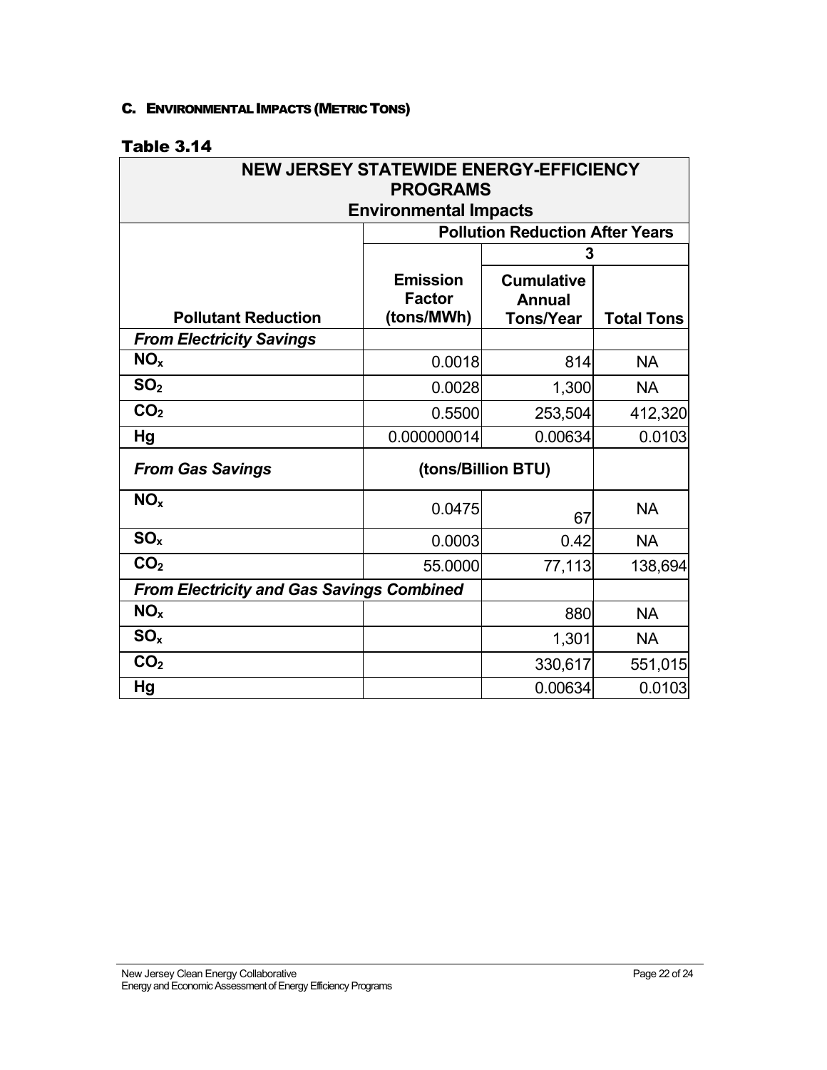### C. ENVIRONMENTAL IMPACTS (METRIC TONS)

**Table 3.14**

| NEW JERSEY STATEWIDE ENERGY-EFFICIENCY PROGRAMS Environmental Impacts | | | |
|---|---|---|---|
| | Pollution Reduction After Years | | |
| | | 3 | |
| **Pollutant Reduction** | **Emission Factor (tons/MWh)** | **Cumulative Annual Tons/Year** | **Total Tons** |
| ***From Electricity Savings*** | | | |
| $NO_x$ | 0.0018 | 814 | NA |
| $SO_2$ | 0.0028 | 1,300 | NA |
| $CO_2$ | 0.5500 | 253,504 | 412,320 |
| Hg | 0.000000014 | 0.00634 | 0.0103 |
| ***From Gas Savings*** | **(tons/Billion BTU)** | | |
| $NO_x$ | 0.0475 | 67 | NA |
| $SO_x$ | 0.0003 | 0.42 | NA |
| $CO_2$ | 55.0000 | 77,113 | 138,694 |
| ***From Electricity and Gas Savings Combined*** | | | |
| $NO_x$ | | 880 | NA |
| $SO_x$ | | 1,301 | NA |
| $CO_2$ | | 330,617 | 551,015 |
| Hg | | 0.00634 | 0.0103 |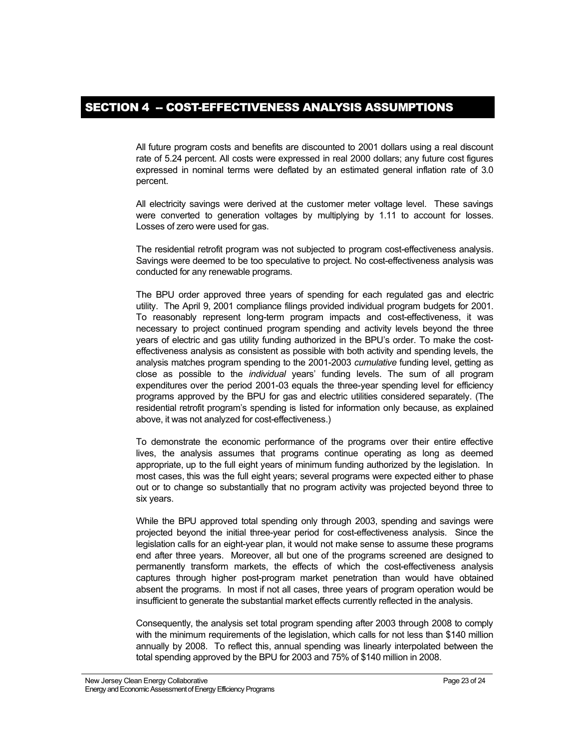# SECTION 4 -- COST-EFFECTIVENESS ANALYSIS ASSUMPTIONS

All future program costs and benefits are discounted to 2001 dollars using a real discount rate of 5.24 percent. All costs were expressed in real 2000 dollars; any future cost figures expressed in nominal terms were deflated by an estimated general inflation rate of 3.0 percent.

All electricity savings were derived at the customer meter voltage level. These savings were converted to generation voltages by multiplying by 1.11 to account for losses. Losses of zero were used for gas.

The residential retrofit program was not subjected to program cost-effectiveness analysis. Savings were deemed to be too speculative to project. No cost-effectiveness analysis was conducted for any renewable programs.

The BPU order approved three years of spending for each regulated gas and electric utility. The April 9, 2001 compliance filings provided individual program budgets for 2001. To reasonably represent long-term program impacts and cost-effectiveness, it was necessary to project continued program spending and activity levels beyond the three years of electric and gas utility funding authorized in the BPU's order. To make the cost-effectiveness analysis as consistent as possible with both activity and spending levels, the analysis matches program spending to the 2001-2003 *cumulative* funding level, getting as close as possible to the *individual* years' funding levels. The sum of all program expenditures over the period 2001-03 equals the three-year spending level for efficiency programs approved by the BPU for gas and electric utilities considered separately. (The residential retrofit program's spending is listed for information only because, as explained above, it was not analyzed for cost-effectiveness.)

To demonstrate the economic performance of the programs over their entire effective lives, the analysis assumes that programs continue operating as long as deemed appropriate, up to the full eight years of minimum funding authorized by the legislation. In most cases, this was the full eight years; several programs were expected either to phase out or to change so substantially that no program activity was projected beyond three to six years.

While the BPU approved total spending only through 2003, spending and savings were projected beyond the initial three-year period for cost-effectiveness analysis. Since the legislation calls for an eight-year plan, it would not make sense to assume these programs end after three years. Moreover, all but one of the programs screened are designed to permanently transform markets, the effects of which the cost-effectiveness analysis captures through higher post-program market penetration than would have obtained absent the programs. In most if not all cases, three years of program operation would be insufficient to generate the substantial market effects currently reflected in the analysis.

Consequently, the analysis set total program spending after 2003 through 2008 to comply with the minimum requirements of the legislation, which calls for not less than $140 million annually by 2008. To reflect this, annual spending was linearly interpolated between the total spending approved by the BPU for 2003 and 75% of $140 million in 2008.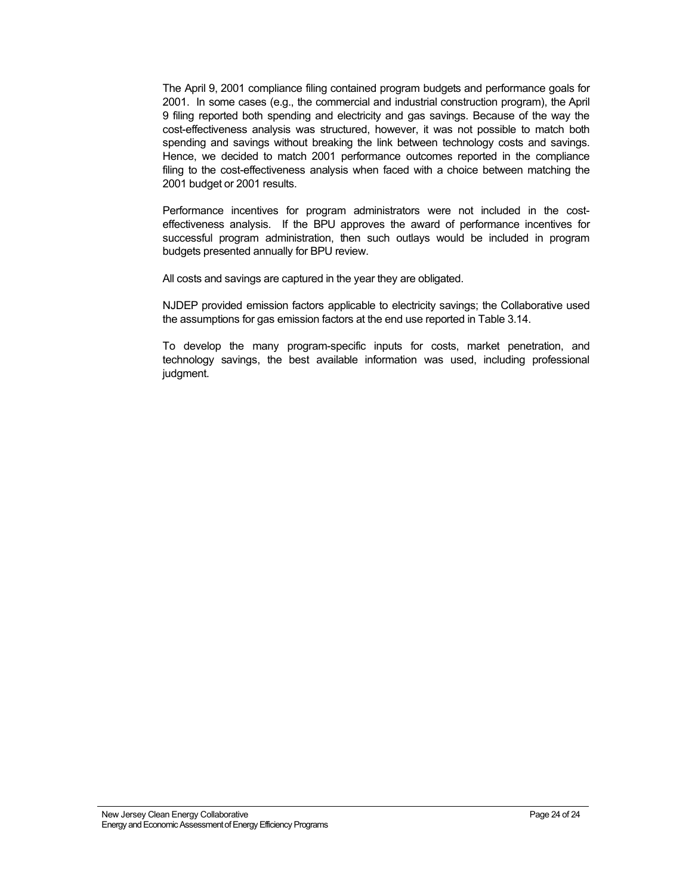The April 9, 2001 compliance filing contained program budgets and performance goals for 2001. In some cases (e.g., the commercial and industrial construction program), the April 9 filing reported both spending and electricity and gas savings. Because of the way the cost-effectiveness analysis was structured, however, it was not possible to match both spending and savings without breaking the link between technology costs and savings. Hence, we decided to match 2001 performance outcomes reported in the compliance filing to the cost-effectiveness analysis when faced with a choice between matching the 2001 budget or 2001 results.

Performance incentives for program administrators were not included in the cost-effectiveness analysis. If the BPU approves the award of performance incentives for successful program administration, then such outlays would be included in program budgets presented annually for BPU review.

All costs and savings are captured in the year they are obligated.

NJDEP provided emission factors applicable to electricity savings; the Collaborative used the assumptions for gas emission factors at the end use reported in Table 3.14.

To develop the many program-specific inputs for costs, market penetration, and technology savings, the best available information was used, including professional judgment.